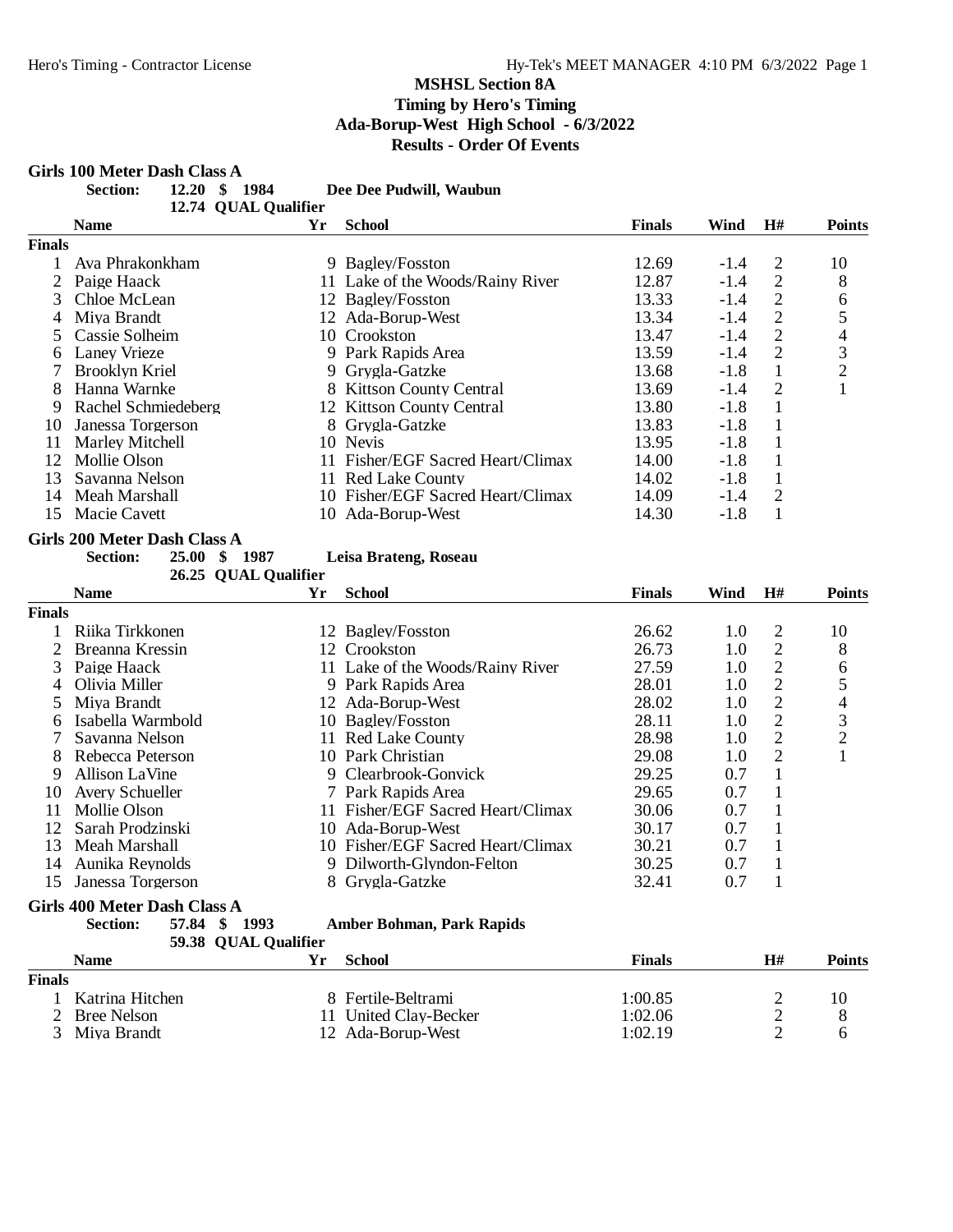# MSHSL Section 8A
## Timing by Hero's Timing
## Ada-Borup-West High School - 6/3/2022
## Results - Order Of Events

### Girls 100 Meter Dash Class A

**Section:** 12.20 $ 1984 Dee Dee Pudwill, Waubun
12.74 QUAL Qualifier

| | Name | Yr | School | Finals | Wind | H# | Points |
|---|---|---|---|---|---|---|---|
| **Finals** | | | | | | | |
| 1 | Ava Phrakonkham | 9 | Bagley/Fosston | 12.69 | -1.4 | 2 | 10 |
| 2 | Paige Haack | 11 | Lake of the Woods/Rainy River | 12.87 | -1.4 | 2 | 8 |
| 3 | Chloe McLean | 12 | Bagley/Fosston | 13.33 | -1.4 | 2 | 6 |
| 4 | Miya Brandt | 12 | Ada-Borup-West | 13.34 | -1.4 | 2 | 5 |
| 5 | Cassie Solheim | 10 | Crookston | 13.47 | -1.4 | 2 | 4 |
| 6 | Laney Vrieze | 9 | Park Rapids Area | 13.59 | -1.4 | 2 | 3 |
| 7 | Brooklyn Kriel | 9 | Grygla-Gatzke | 13.68 | -1.8 | 1 | 2 |
| 8 | Hanna Warnke | 8 | Kittson County Central | 13.69 | -1.4 | 2 | 1 |
| 9 | Rachel Schmiedeberg | 12 | Kittson County Central | 13.80 | -1.8 | 1 | |
| 10 | Janessa Torgerson | 8 | Grygla-Gatzke | 13.83 | -1.8 | 1 | |
| 11 | Marley Mitchell | 10 | Nevis | 13.95 | -1.8 | 1 | |
| 12 | Mollie Olson | 11 | Fisher/EGF Sacred Heart/Climax | 14.00 | -1.8 | 1 | |
| 13 | Savanna Nelson | 11 | Red Lake County | 14.02 | -1.8 | 1 | |
| 14 | Meah Marshall | 10 | Fisher/EGF Sacred Heart/Climax | 14.09 | -1.4 | 2 | |
| 15 | Macie Cavett | 10 | Ada-Borup-West | 14.30 | -1.8 | 1 | |

### Girls 200 Meter Dash Class A

**Section:** 25.00 $ 1987 Leisa Brateng, Roseau
26.25 QUAL Qualifier

| | Name | Yr | School | Finals | Wind | H# | Points |
|---|---|---|---|---|---|---|---|
| **Finals** | | | | | | | |
| 1 | Riika Tirkkonen | 12 | Bagley/Fosston | 26.62 | 1.0 | 2 | 10 |
| 2 | Breanna Kressin | 12 | Crookston | 26.73 | 1.0 | 2 | 8 |
| 3 | Paige Haack | 11 | Lake of the Woods/Rainy River | 27.59 | 1.0 | 2 | 6 |
| 4 | Olivia Miller | 9 | Park Rapids Area | 28.01 | 1.0 | 2 | 5 |
| 5 | Miya Brandt | 12 | Ada-Borup-West | 28.02 | 1.0 | 2 | 4 |
| 6 | Isabella Warmbold | 10 | Bagley/Fosston | 28.11 | 1.0 | 2 | 3 |
| 7 | Savanna Nelson | 11 | Red Lake County | 28.98 | 1.0 | 2 | 2 |
| 8 | Rebecca Peterson | 10 | Park Christian | 29.08 | 1.0 | 2 | 1 |
| 9 | Allison LaVine | 9 | Clearbrook-Gonvick | 29.25 | 0.7 | 1 | |
| 10 | Avery Schueller | 7 | Park Rapids Area | 29.65 | 0.7 | 1 | |
| 11 | Mollie Olson | 11 | Fisher/EGF Sacred Heart/Climax | 30.06 | 0.7 | 1 | |
| 12 | Sarah Prodzinski | 10 | Ada-Borup-West | 30.17 | 0.7 | 1 | |
| 13 | Meah Marshall | 10 | Fisher/EGF Sacred Heart/Climax | 30.21 | 0.7 | 1 | |
| 14 | Aunika Reynolds | 9 | Dilworth-Glyndon-Felton | 30.25 | 0.7 | 1 | |
| 15 | Janessa Torgerson | 8 | Grygla-Gatzke | 32.41 | 0.7 | 1 | |

### Girls 400 Meter Dash Class A

**Section:** 57.84 $ 1993 Amber Bohman, Park Rapids
59.38 QUAL Qualifier

| | Name | Yr | School | Finals | H# | Points |
|---|---|---|---|---|---|---|
| **Finals** | | | | | | |
| 1 | Katrina Hitchen | 8 | Fertile-Beltrami | 1:00.85 | 2 | 10 |
| 2 | Bree Nelson | 11 | United Clay-Becker | 1:02.06 | 2 | 8 |
| 3 | Miya Brandt | 12 | Ada-Borup-West | 1:02.19 | 2 | 6 |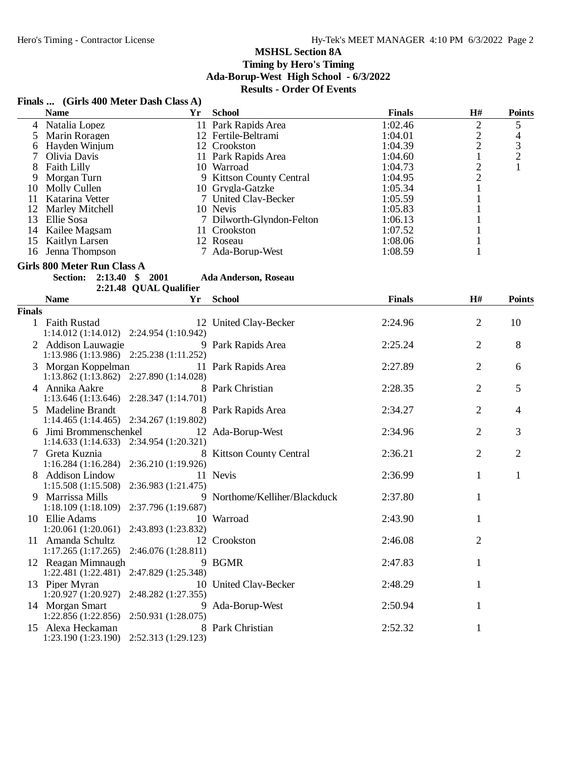## MSHSL Section 8A
### Timing by Hero's Timing
### Ada-Borup-West High School - 6/3/2022
### Results - Order Of Events

**Finals ... (Girls 400 Meter Dash Class A)**

| | Name | Yr | School | Finals | H# | Points |
|---|---|---|---|---|---|---|
| 4 | Natalia Lopez | 11 | Park Rapids Area | 1:02.46 | 2 | 5 |
| 5 | Marin Roragen | 12 | Fertile-Beltrami | 1:04.01 | 2 | 4 |
| 6 | Hayden Winjum | 12 | Crookston | 1:04.39 | 2 | 3 |
| 7 | Olivia Davis | 11 | Park Rapids Area | 1:04.60 | 1 | 2 |
| 8 | Faith Lilly | 10 | Warroad | 1:04.73 | 2 | 1 |
| 9 | Morgan Turn | 9 | Kittson County Central | 1:04.95 | 2 | |
| 10 | Molly Cullen | 10 | Grygla-Gatzke | 1:05.34 | 1 | |
| 11 | Katarina Vetter | 7 | United Clay-Becker | 1:05.59 | 1 | |
| 12 | Marley Mitchell | 10 | Nevis | 1:05.83 | 1 | |
| 13 | Ellie Sosa | 7 | Dilworth-Glyndon-Felton | 1:06.13 | 1 | |
| 14 | Kailee Magsam | 11 | Crookston | 1:07.52 | 1 | |
| 15 | Kaitlyn Larsen | 12 | Roseau | 1:08.06 | 1 | |
| 16 | Jenna Thompson | 7 | Ada-Borup-West | 1:08.59 | 1 | |

**Girls 800 Meter Run Class A**

Section: 2:13.40 $ 2001 Ada Anderson, Roseau
2:21.48 QUAL Qualifier

**Finals**

| | Name | Yr | School | Finals | H# | Points |
|---|---|---|---|---|---|---|
| 1 | Faith Rustad | 12 | United Clay-Becker | 2:24.96 | 2 | 10 |
| | 1:14.012 (1:14.012) 2:24.954 (1:10.942) | | | | | |
| 2 | Addison Lauwagie | 9 | Park Rapids Area | 2:25.24 | 2 | 8 |
| | 1:13.986 (1:13.986) 2:25.238 (1:11.252) | | | | | |
| 3 | Morgan Koppelman | 11 | Park Rapids Area | 2:27.89 | 2 | 6 |
| | 1:13.862 (1:13.862) 2:27.890 (1:14.028) | | | | | |
| 4 | Annika Aakre | 8 | Park Christian | 2:28.35 | 2 | 5 |
| | 1:13.646 (1:13.646) 2:28.347 (1:14.701) | | | | | |
| 5 | Madeline Brandt | 8 | Park Rapids Area | 2:34.27 | 2 | 4 |
| | 1:14.465 (1:14.465) 2:34.267 (1:19.802) | | | | | |
| 6 | Jimi Brommenschenkel | 12 | Ada-Borup-West | 2:34.96 | 2 | 3 |
| | 1:14.633 (1:14.633) 2:34.954 (1:20.321) | | | | | |
| 7 | Greta Kuznia | 8 | Kittson County Central | 2:36.21 | 2 | 2 |
| | 1:16.284 (1:16.284) 2:36.210 (1:19.926) | | | | | |
| 8 | Addison Lindow | 11 | Nevis | 2:36.99 | 1 | 1 |
| | 1:15.508 (1:15.508) 2:36.983 (1:21.475) | | | | | |
| 9 | Marrissa Mills | 9 | Northome/Kelliher/Blackduck | 2:37.80 | 1 | |
| | 1:18.109 (1:18.109) 2:37.796 (1:19.687) | | | | | |
| 10 | Ellie Adams | 10 | Warroad | 2:43.90 | 1 | |
| | 1:20.061 (1:20.061) 2:43.893 (1:23.832) | | | | | |
| 11 | Amanda Schultz | 12 | Crookston | 2:46.08 | 2 | |
| | 1:17.265 (1:17.265) 2:46.076 (1:28.811) | | | | | |
| 12 | Reagan Mimnaugh | 9 | BGMR | 2:47.83 | 1 | |
| | 1:22.481 (1:22.481) 2:47.829 (1:25.348) | | | | | |
| 13 | Piper Myran | 10 | United Clay-Becker | 2:48.29 | 1 | |
| | 1:20.927 (1:20.927) 2:48.282 (1:27.355) | | | | | |
| 14 | Morgan Smart | 9 | Ada-Borup-West | 2:50.94 | 1 | |
| | 1:22.856 (1:22.856) 2:50.931 (1:28.075) | | | | | |
| 15 | Alexa Heckaman | 8 | Park Christian | 2:52.32 | 1 | |
| | 1:23.190 (1:23.190) 2:52.313 (1:29.123) | | | | | |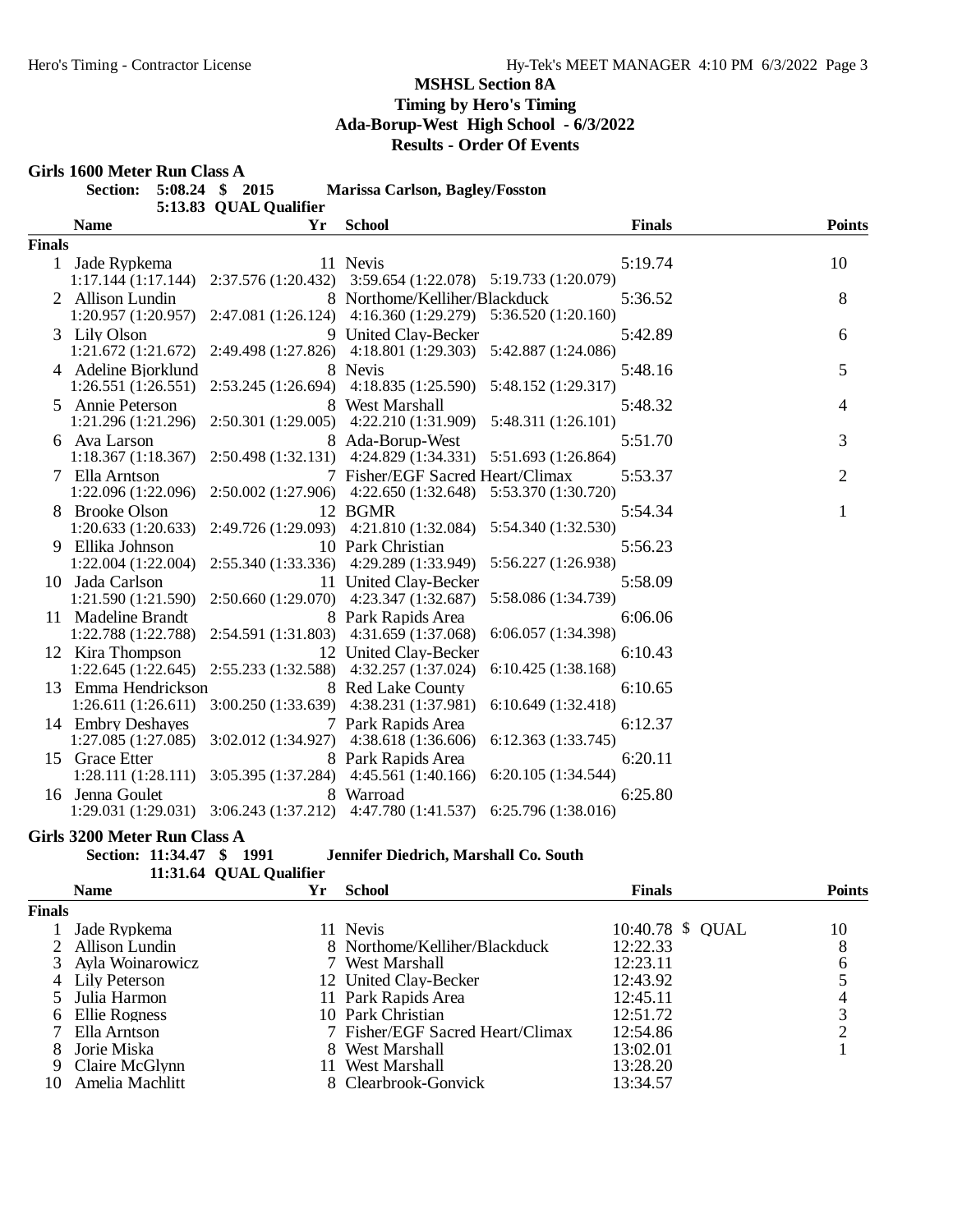# MSHSL Section 8A

## Timing by Hero's Timing

## Ada-Borup-West High School - 6/3/2022

## Results - Order Of Events

### Girls 1600 Meter Run Class A

Section: 5:08.24 $ 2015 Marissa Carlson, Bagley/Fosston
5:13.83 QUAL Qualifier

**Finals**

| | Name | Yr | School | Finals | Points |
|---|---|---|---|---|---|
| 1 | Jade Rypkema | 11 | Nevis | 5:19.74 | 10 |
| | 1:17.144 (1:17.144) 2:37.576 (1:20.432) 3:59.654 (1:22.078) 5:19.733 (1:20.079) | | | | |
| 2 | Allison Lundin | 8 | Northome/Kelliher/Blackduck | 5:36.52 | 8 |
| | 1:20.957 (1:20.957) 2:47.081 (1:26.124) 4:16.360 (1:29.279) 5:36.520 (1:20.160) | | | | |
| 3 | Lily Olson | 9 | United Clay-Becker | 5:42.89 | 6 |
| | 1:21.672 (1:21.672) 2:49.498 (1:27.826) 4:18.801 (1:29.303) 5:42.887 (1:24.086) | | | | |
| 4 | Adeline Bjorklund | 8 | Nevis | 5:48.16 | 5 |
| | 1:26.551 (1:26.551) 2:53.245 (1:26.694) 4:18.835 (1:25.590) 5:48.152 (1:29.317) | | | | |
| 5 | Annie Peterson | 8 | West Marshall | 5:48.32 | 4 |
| | 1:21.296 (1:21.296) 2:50.301 (1:29.005) 4:22.210 (1:31.909) 5:48.311 (1:26.101) | | | | |
| 6 | Ava Larson | 8 | Ada-Borup-West | 5:51.70 | 3 |
| | 1:18.367 (1:18.367) 2:50.498 (1:32.131) 4:24.829 (1:34.331) 5:51.693 (1:26.864) | | | | |
| 7 | Ella Arntson | 7 | Fisher/EGF Sacred Heart/Climax | 5:53.37 | 2 |
| | 1:22.096 (1:22.096) 2:50.002 (1:27.906) 4:22.650 (1:32.648) 5:53.370 (1:30.720) | | | | |
| 8 | Brooke Olson | 12 | BGMR | 5:54.34 | 1 |
| | 1:20.633 (1:20.633) 2:49.726 (1:29.093) 4:21.810 (1:32.084) 5:54.340 (1:32.530) | | | | |
| 9 | Ellika Johnson | 10 | Park Christian | 5:56.23 | |
| | 1:22.004 (1:22.004) 2:55.340 (1:33.336) 4:29.289 (1:33.949) 5:56.227 (1:26.938) | | | | |
| 10 | Jada Carlson | 11 | United Clay-Becker | 5:58.09 | |
| | 1:21.590 (1:21.590) 2:50.660 (1:29.070) 4:23.347 (1:32.687) 5:58.086 (1:34.739) | | | | |
| 11 | Madeline Brandt | 8 | Park Rapids Area | 6:06.06 | |
| | 1:22.788 (1:22.788) 2:54.591 (1:31.803) 4:31.659 (1:37.068) 6:06.057 (1:34.398) | | | | |
| 12 | Kira Thompson | 12 | United Clay-Becker | 6:10.43 | |
| | 1:22.645 (1:22.645) 2:55.233 (1:32.588) 4:32.257 (1:37.024) 6:10.425 (1:38.168) | | | | |
| 13 | Emma Hendrickson | 8 | Red Lake County | 6:10.65 | |
| | 1:26.611 (1:26.611) 3:00.250 (1:33.639) 4:38.231 (1:37.981) 6:10.649 (1:32.418) | | | | |
| 14 | Embry Deshayes | 7 | Park Rapids Area | 6:12.37 | |
| | 1:27.085 (1:27.085) 3:02.012 (1:34.927) 4:38.618 (1:36.606) 6:12.363 (1:33.745) | | | | |
| 15 | Grace Etter | 8 | Park Rapids Area | 6:20.11 | |
| | 1:28.111 (1:28.111) 3:05.395 (1:37.284) 4:45.561 (1:40.166) 6:20.105 (1:34.544) | | | | |
| 16 | Jenna Goulet | 8 | Warroad | 6:25.80 | |
| | 1:29.031 (1:29.031) 3:06.243 (1:37.212) 4:47.780 (1:41.537) 6:25.796 (1:38.016) | | | | |

### Girls 3200 Meter Run Class A

Section: 11:34.47 $ 1991 Jennifer Diedrich, Marshall Co. South
11:31.64 QUAL Qualifier

**Finals**

| | Name | Yr | School | Finals | Points |
|---|---|---|---|---|---|
| 1 | Jade Rypkema | 11 | Nevis | 10:40.78 $ QUAL | 10 |
| 2 | Allison Lundin | 8 | Northome/Kelliher/Blackduck | 12:22.33 | 8 |
| 3 | Ayla Woinarowicz | 7 | West Marshall | 12:23.11 | 6 |
| 4 | Lily Peterson | 12 | United Clay-Becker | 12:43.92 | 5 |
| 5 | Julia Harmon | 11 | Park Rapids Area | 12:45.11 | 4 |
| 6 | Ellie Rogness | 10 | Park Christian | 12:51.72 | 3 |
| 7 | Ella Arntson | 7 | Fisher/EGF Sacred Heart/Climax | 12:54.86 | 2 |
| 8 | Jorie Miska | 8 | West Marshall | 13:02.01 | 1 |
| 9 | Claire McGlynn | 11 | West Marshall | 13:28.20 | |
| 10 | Amelia Machlitt | 8 | Clearbrook-Gonvick | 13:34.57 | |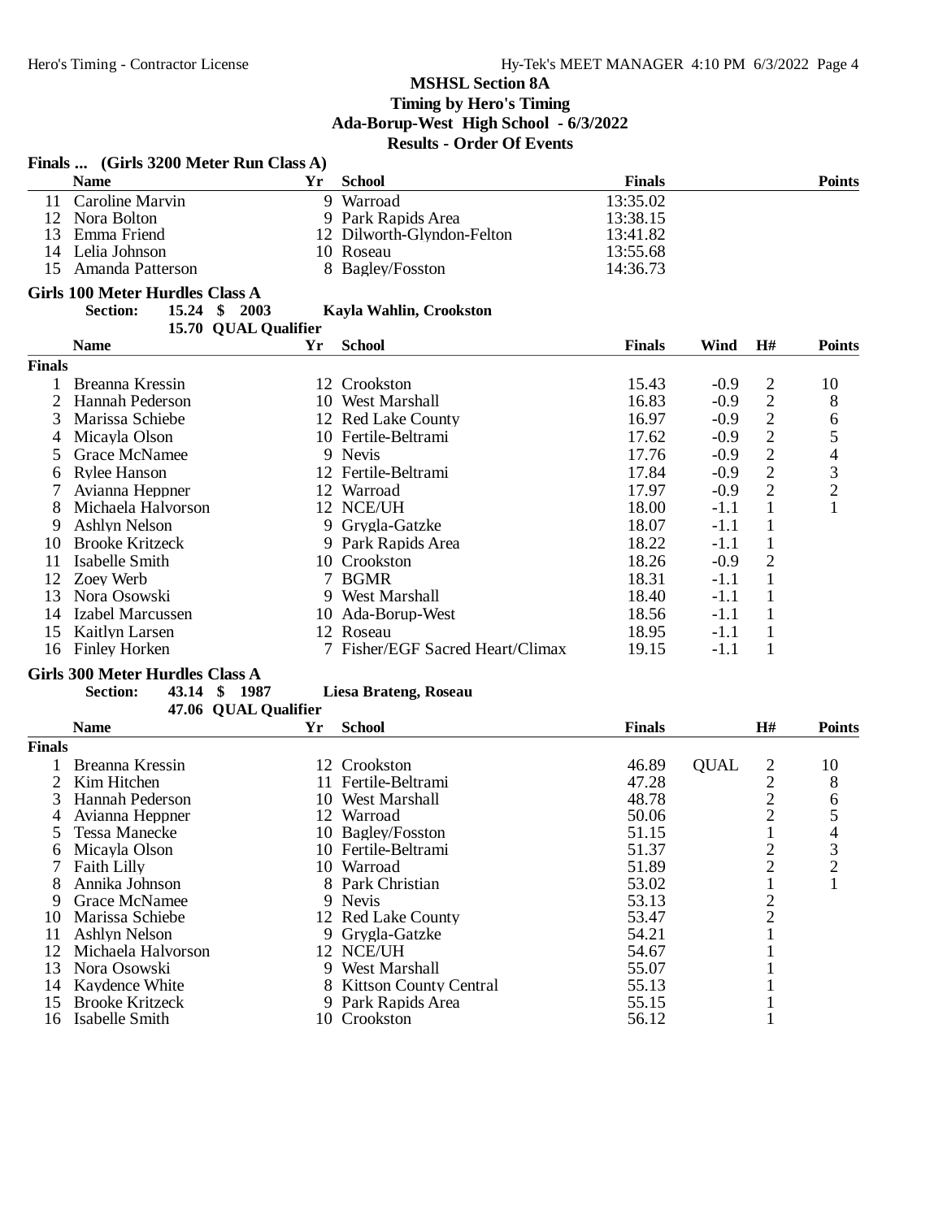## MSHSL Section 8A

**Timing by Hero's Timing**

**Ada-Borup-West High School - 6/3/2022**

**Results - Order Of Events**

### Finals ... (Girls 3200 Meter Run Class A)

| | Name | Yr | School | Finals | Points |
|---|---|---|---|---|---|
| 11 | Caroline Marvin | 9 | Warroad | 13:35.02 | |
| 12 | Nora Bolton | 9 | Park Rapids Area | 13:38.15 | |
| 13 | Emma Friend | 12 | Dilworth-Glyndon-Felton | 13:41.82 | |
| 14 | Lelia Johnson | 10 | Roseau | 13:55.68 | |
| 15 | Amanda Patterson | 8 | Bagley/Fosston | 14:36.73 | |

### Girls 100 Meter Hurdles Class A

**Section:** 15.24 $ 2003 Kayla Wahlin, Crookston

15.70 QUAL Qualifier

**Finals**

| | Name | Yr | School | Finals | Wind | H# | Points |
|---|---|---|---|---|---|---|---|
| 1 | Breanna Kressin | 12 | Crookston | 15.43 | -0.9 | 2 | 10 |
| 2 | Hannah Pederson | 10 | West Marshall | 16.83 | -0.9 | 2 | 8 |
| 3 | Marissa Schiebe | 12 | Red Lake County | 16.97 | -0.9 | 2 | 6 |
| 4 | Micayla Olson | 10 | Fertile-Beltrami | 17.62 | -0.9 | 2 | 5 |
| 5 | Grace McNamee | 9 | Nevis | 17.76 | -0.9 | 2 | 4 |
| 6 | Rylee Hanson | 12 | Fertile-Beltrami | 17.84 | -0.9 | 2 | 3 |
| 7 | Avianna Heppner | 12 | Warroad | 17.97 | -0.9 | 2 | 2 |
| 8 | Michaela Halvorson | 12 | NCE/UH | 18.00 | -1.1 | 1 | 1 |
| 9 | Ashlyn Nelson | 9 | Grygla-Gatzke | 18.07 | -1.1 | 1 | |
| 10 | Brooke Kritzeck | 9 | Park Rapids Area | 18.22 | -1.1 | 1 | |
| 11 | Isabelle Smith | 10 | Crookston | 18.26 | -0.9 | 2 | |
| 12 | Zoey Werb | 7 | BGMR | 18.31 | -1.1 | 1 | |
| 13 | Nora Osowski | 9 | West Marshall | 18.40 | -1.1 | 1 | |
| 14 | Izabel Marcussen | 10 | Ada-Borup-West | 18.56 | -1.1 | 1 | |
| 15 | Kaitlyn Larsen | 12 | Roseau | 18.95 | -1.1 | 1 | |
| 16 | Finley Horken | 7 | Fisher/EGF Sacred Heart/Climax | 19.15 | -1.1 | 1 | |

### Girls 300 Meter Hurdles Class A

**Section:** 43.14 $ 1987 Liesa Brateng, Roseau

47.06 QUAL Qualifier

**Finals**

| | Name | Yr | School | Finals | | H# | Points |
|---|---|---|---|---|---|---|---|
| 1 | Breanna Kressin | 12 | Crookston | 46.89 | QUAL | 2 | 10 |
| 2 | Kim Hitchen | 11 | Fertile-Beltrami | 47.28 | | 2 | 8 |
| 3 | Hannah Pederson | 10 | West Marshall | 48.78 | | 2 | 6 |
| 4 | Avianna Heppner | 12 | Warroad | 50.06 | | 2 | 5 |
| 5 | Tessa Manecke | 10 | Bagley/Fosston | 51.15 | | 1 | 4 |
| 6 | Micayla Olson | 10 | Fertile-Beltrami | 51.37 | | 2 | 3 |
| 7 | Faith Lilly | 10 | Warroad | 51.89 | | 2 | 2 |
| 8 | Annika Johnson | 8 | Park Christian | 53.02 | | 1 | 1 |
| 9 | Grace McNamee | 9 | Nevis | 53.13 | | 2 | |
| 10 | Marissa Schiebe | 12 | Red Lake County | 53.47 | | 2 | |
| 11 | Ashlyn Nelson | 9 | Grygla-Gatzke | 54.21 | | 1 | |
| 12 | Michaela Halvorson | 12 | NCE/UH | 54.67 | | 1 | |
| 13 | Nora Osowski | 9 | West Marshall | 55.07 | | 1 | |
| 14 | Kaydence White | 8 | Kittson County Central | 55.13 | | 1 | |
| 15 | Brooke Kritzeck | 9 | Park Rapids Area | 55.15 | | 1 | |
| 16 | Isabelle Smith | 10 | Crookston | 56.12 | | 1 | |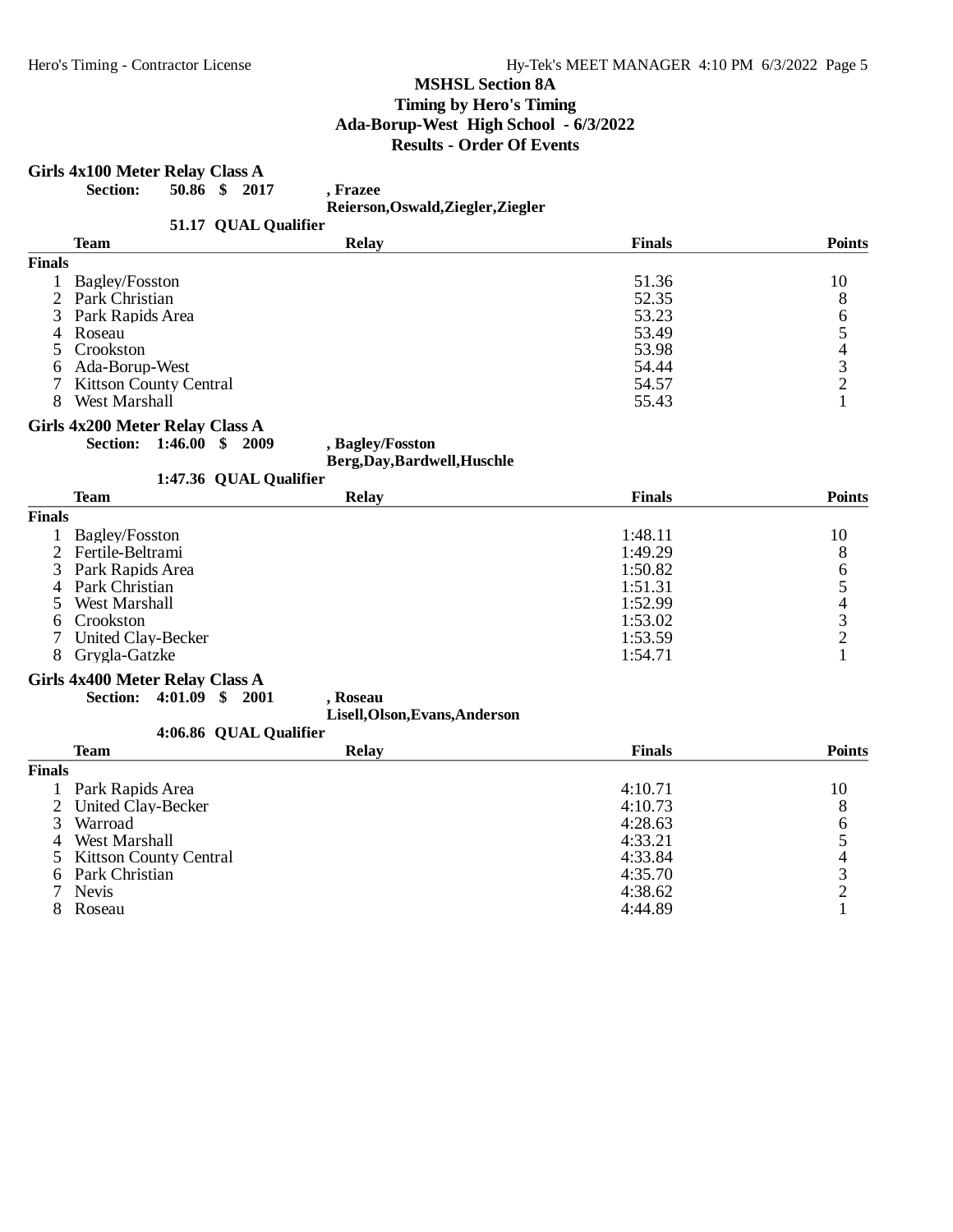MSHSL Section 8A
Timing by Hero's Timing
Ada-Borup-West High School - 6/3/2022
Results - Order Of Events

## Girls 4x100 Meter Relay Class A

**Section: 50.86 $ 2017 , Frazee**
**Reierson,Oswald,Ziegler,Ziegler**
**51.17 QUAL Qualifier**

| | Team | Relay | Finals | Points |
|---|---|---|---|---|
| **Finals** | | | | |
| 1 | Bagley/Fosston | | 51.36 | 10 |
| 2 | Park Christian | | 52.35 | 8 |
| 3 | Park Rapids Area | | 53.23 | 6 |
| 4 | Roseau | | 53.49 | 5 |
| 5 | Crookston | | 53.98 | 4 |
| 6 | Ada-Borup-West | | 54.44 | 3 |
| 7 | Kittson County Central | | 54.57 | 2 |
| 8 | West Marshall | | 55.43 | 1 |

## Girls 4x200 Meter Relay Class A

**Section: 1:46.00 $ 2009 , Bagley/Fosston**
**Berg,Day,Bardwell,Huschle**
**1:47.36 QUAL Qualifier**

| | Team | Relay | Finals | Points |
|---|---|---|---|---|
| **Finals** | | | | |
| 1 | Bagley/Fosston | | 1:48.11 | 10 |
| 2 | Fertile-Beltrami | | 1:49.29 | 8 |
| 3 | Park Rapids Area | | 1:50.82 | 6 |
| 4 | Park Christian | | 1:51.31 | 5 |
| 5 | West Marshall | | 1:52.99 | 4 |
| 6 | Crookston | | 1:53.02 | 3 |
| 7 | United Clay-Becker | | 1:53.59 | 2 |
| 8 | Grygla-Gatzke | | 1:54.71 | 1 |

## Girls 4x400 Meter Relay Class A

**Section: 4:01.09 $ 2001 , Roseau**
**Lisell,Olson,Evans,Anderson**
**4:06.86 QUAL Qualifier**

| | Team | Relay | Finals | Points |
|---|---|---|---|---|
| **Finals** | | | | |
| 1 | Park Rapids Area | | 4:10.71 | 10 |
| 2 | United Clay-Becker | | 4:10.73 | 8 |
| 3 | Warroad | | 4:28.63 | 6 |
| 4 | West Marshall | | 4:33.21 | 5 |
| 5 | Kittson County Central | | 4:33.84 | 4 |
| 6 | Park Christian | | 4:35.70 | 3 |
| 7 | Nevis | | 4:38.62 | 2 |
| 8 | Roseau | | 4:44.89 | 1 |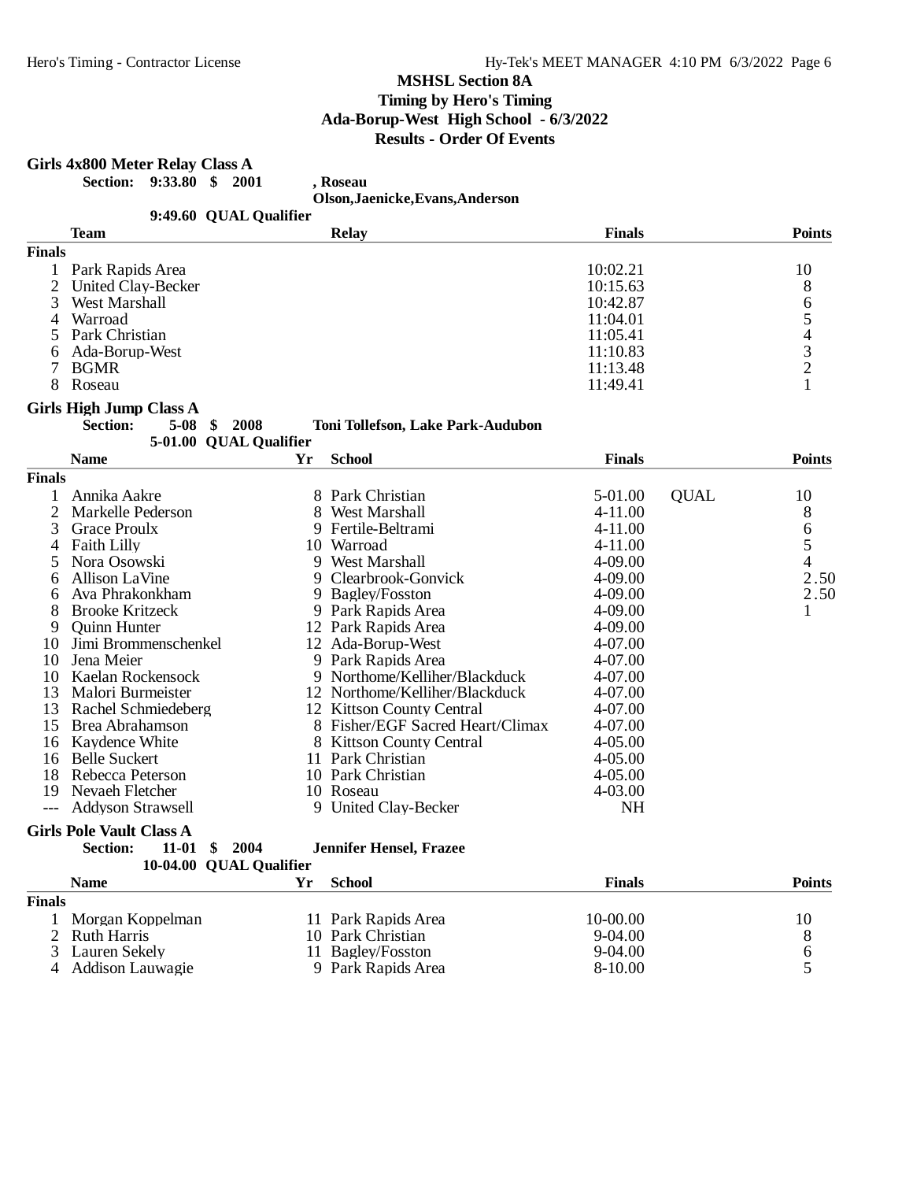# MSHSL Section 8A

## Timing by Hero's Timing

## Ada-Borup-West High School - 6/3/2022

## Results - Order Of Events

### Girls 4x800 Meter Relay Class A

**Section: 9:33.80 $ 2001 , Roseau**
**Olson,Jaenicke,Evans,Anderson**

**9:49.60 QUAL Qualifier**

| | Team | Relay | Finals | | Points |
|---|---|---|---|---|---|
| **Finals** | | | | | |
| 1 | Park Rapids Area | | 10:02.21 | | 10 |
| 2 | United Clay-Becker | | 10:15.63 | | 8 |
| 3 | West Marshall | | 10:42.87 | | 6 |
| 4 | Warroad | | 11:04.01 | | 5 |
| 5 | Park Christian | | 11:05.41 | | 4 |
| 6 | Ada-Borup-West | | 11:10.83 | | 3 |
| 7 | BGMR | | 11:13.48 | | 2 |
| 8 | Roseau | | 11:49.41 | | 1 |

### Girls High Jump Class A

**Section: 5-08 $ 2008 Toni Tollefson, Lake Park-Audubon**

**5-01.00 QUAL Qualifier**

| | Name | Yr | School | Finals | | Points |
|---|---|---|---|---|---|---|
| **Finals** | | | | | | |
| 1 | Annika Aakre | 8 | Park Christian | 5-01.00 | QUAL | 10 |
| 2 | Markelle Pederson | 8 | West Marshall | 4-11.00 | | 8 |
| 3 | Grace Proulx | 9 | Fertile-Beltrami | 4-11.00 | | 6 |
| 4 | Faith Lilly | 10 | Warroad | 4-11.00 | | 5 |
| 5 | Nora Osowski | 9 | West Marshall | 4-09.00 | | 4 |
| 6 | Allison LaVine | 9 | Clearbrook-Gonvick | 4-09.00 | | 2.50 |
| 6 | Ava Phrakonkham | 9 | Bagley/Fosston | 4-09.00 | | 2.50 |
| 8 | Brooke Kritzeck | 9 | Park Rapids Area | 4-09.00 | | 1 |
| 9 | Quinn Hunter | 12 | Park Rapids Area | 4-09.00 | | |
| 10 | Jimi Brommenschenkel | 12 | Ada-Borup-West | 4-07.00 | | |
| 10 | Jena Meier | 9 | Park Rapids Area | 4-07.00 | | |
| 10 | Kaelan Rockensock | 9 | Northome/Kelliher/Blackduck | 4-07.00 | | |
| 13 | Malori Burmeister | 12 | Northome/Kelliher/Blackduck | 4-07.00 | | |
| 13 | Rachel Schmiedeberg | 12 | Kittson County Central | 4-07.00 | | |
| 15 | Brea Abrahamson | 8 | Fisher/EGF Sacred Heart/Climax | 4-07.00 | | |
| 16 | Kaydence White | 8 | Kittson County Central | 4-05.00 | | |
| 16 | Belle Suckert | 11 | Park Christian | 4-05.00 | | |
| 18 | Rebecca Peterson | 10 | Park Christian | 4-05.00 | | |
| 19 | Nevaeh Fletcher | 10 | Roseau | 4-03.00 | | |
| --- | Addyson Strawsell | 9 | United Clay-Becker | NH | | |

### Girls Pole Vault Class A

**Section: 11-01 $ 2004 Jennifer Hensel, Frazee**

**10-04.00 QUAL Qualifier**

| | Name | Yr | School | Finals | Points |
|---|---|---|---|---|---|
| **Finals** | | | | | |
| 1 | Morgan Koppelman | 11 | Park Rapids Area | 10-00.00 | 10 |
| 2 | Ruth Harris | 10 | Park Christian | 9-04.00 | 8 |
| 3 | Lauren Sekely | 11 | Bagley/Fosston | 9-04.00 | 6 |
| 4 | Addison Lauwagie | 9 | Park Rapids Area | 8-10.00 | 5 |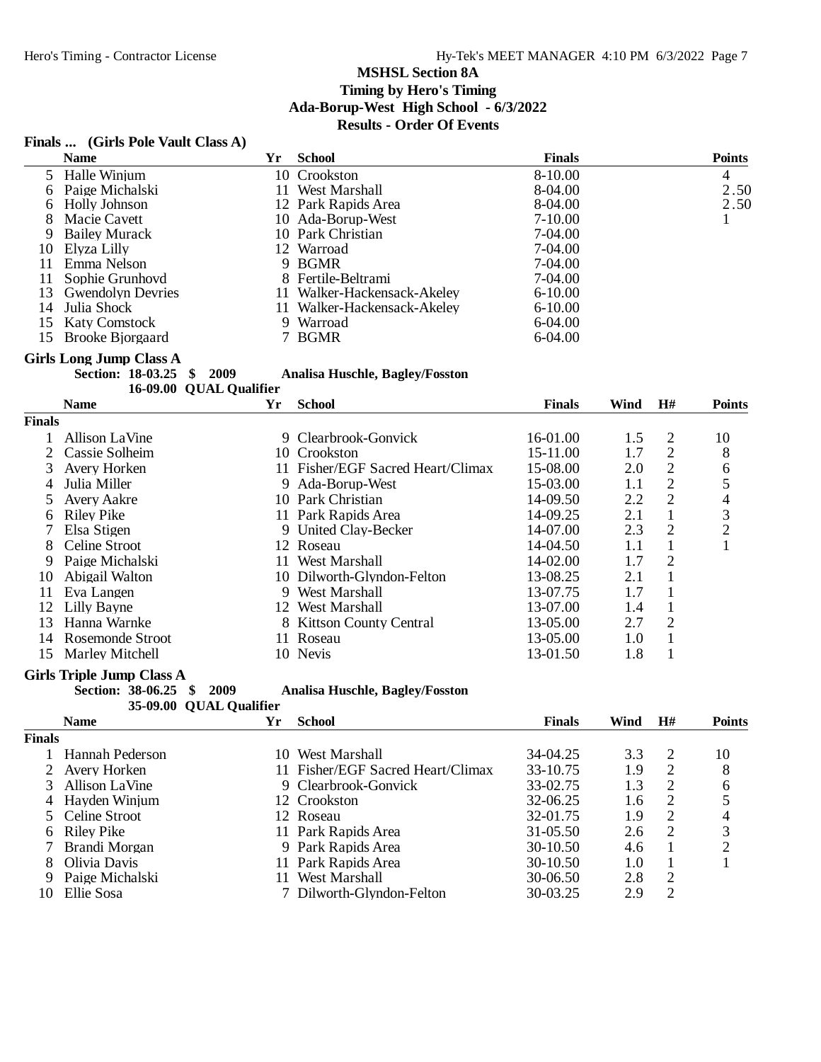## MSHSL Section 8A

**Timing by Hero's Timing**

**Ada-Borup-West High School - 6/3/2022**

**Results - Order Of Events**

### Finals ... (Girls Pole Vault Class A)

| | Name | Yr | School | Finals | Points |
|---|---|---|---|---|---|
| 5 | Halle Winjum | 10 | Crookston | 8-10.00 | 4 |
| 6 | Paige Michalski | 11 | West Marshall | 8-04.00 | 2.50 |
| 6 | Holly Johnson | 12 | Park Rapids Area | 8-04.00 | 2.50 |
| 8 | Macie Cavett | 10 | Ada-Borup-West | 7-10.00 | 1 |
| 9 | Bailey Murack | 10 | Park Christian | 7-04.00 | |
| 10 | Elyza Lilly | 12 | Warroad | 7-04.00 | |
| 11 | Emma Nelson | 9 | BGMR | 7-04.00 | |
| 11 | Sophie Grunhovd | 8 | Fertile-Beltrami | 7-04.00 | |
| 13 | Gwendolyn Devries | 11 | Walker-Hackensack-Akeley | 6-10.00 | |
| 14 | Julia Shock | 11 | Walker-Hackensack-Akeley | 6-10.00 | |
| 15 | Katy Comstock | 9 | Warroad | 6-04.00 | |
| 15 | Brooke Bjorgaard | 7 | BGMR | 6-04.00 | |

### Girls Long Jump Class A

**Section: 18-03.25 $ 2009 Analisa Huschle, Bagley/Fosston**

**16-09.00 QUAL Qualifier**

| | Name | Yr | School | Finals | Wind | H# | Points |
|---|---|---|---|---|---|---|---|
| **Finals** | | | | | | | |
| 1 | Allison LaVine | 9 | Clearbrook-Gonvick | 16-01.00 | 1.5 | 2 | 10 |
| 2 | Cassie Solheim | 10 | Crookston | 15-11.00 | 1.7 | 2 | 8 |
| 3 | Avery Horken | 11 | Fisher/EGF Sacred Heart/Climax | 15-08.00 | 2.0 | 2 | 6 |
| 4 | Julia Miller | 9 | Ada-Borup-West | 15-03.00 | 1.1 | 2 | 5 |
| 5 | Avery Aakre | 10 | Park Christian | 14-09.50 | 2.2 | 2 | 4 |
| 6 | Riley Pike | 11 | Park Rapids Area | 14-09.25 | 2.1 | 1 | 3 |
| 7 | Elsa Stigen | 9 | United Clay-Becker | 14-07.00 | 2.3 | 2 | 2 |
| 8 | Celine Stroot | 12 | Roseau | 14-04.50 | 1.1 | 1 | 1 |
| 9 | Paige Michalski | 11 | West Marshall | 14-02.00 | 1.7 | 2 | |
| 10 | Abigail Walton | 10 | Dilworth-Glyndon-Felton | 13-08.25 | 2.1 | 1 | |
| 11 | Eva Langen | 9 | West Marshall | 13-07.75 | 1.7 | 1 | |
| 12 | Lilly Bayne | 12 | West Marshall | 13-07.00 | 1.4 | 1 | |
| 13 | Hanna Warnke | 8 | Kittson County Central | 13-05.00 | 2.7 | 2 | |
| 14 | Rosemonde Stroot | 11 | Roseau | 13-05.00 | 1.0 | 1 | |
| 15 | Marley Mitchell | 10 | Nevis | 13-01.50 | 1.8 | 1 | |

### Girls Triple Jump Class A

**Section: 38-06.25 $ 2009 Analisa Huschle, Bagley/Fosston**

**35-09.00 QUAL Qualifier**

| | Name | Yr | School | Finals | Wind | H# | Points |
|---|---|---|---|---|---|---|---|
| **Finals** | | | | | | | |
| 1 | Hannah Pederson | 10 | West Marshall | 34-04.25 | 3.3 | 2 | 10 |
| 2 | Avery Horken | 11 | Fisher/EGF Sacred Heart/Climax | 33-10.75 | 1.9 | 2 | 8 |
| 3 | Allison LaVine | 9 | Clearbrook-Gonvick | 33-02.75 | 1.3 | 2 | 6 |
| 4 | Hayden Winjum | 12 | Crookston | 32-06.25 | 1.6 | 2 | 5 |
| 5 | Celine Stroot | 12 | Roseau | 32-01.75 | 1.9 | 2 | 4 |
| 6 | Riley Pike | 11 | Park Rapids Area | 31-05.50 | 2.6 | 2 | 3 |
| 7 | Brandi Morgan | 9 | Park Rapids Area | 30-10.50 | 4.6 | 1 | 2 |
| 8 | Olivia Davis | 11 | Park Rapids Area | 30-10.50 | 1.0 | 1 | 1 |
| 9 | Paige Michalski | 11 | West Marshall | 30-06.50 | 2.8 | 2 | |
| 10 | Ellie Sosa | 7 | Dilworth-Glyndon-Felton | 30-03.25 | 2.9 | 2 | |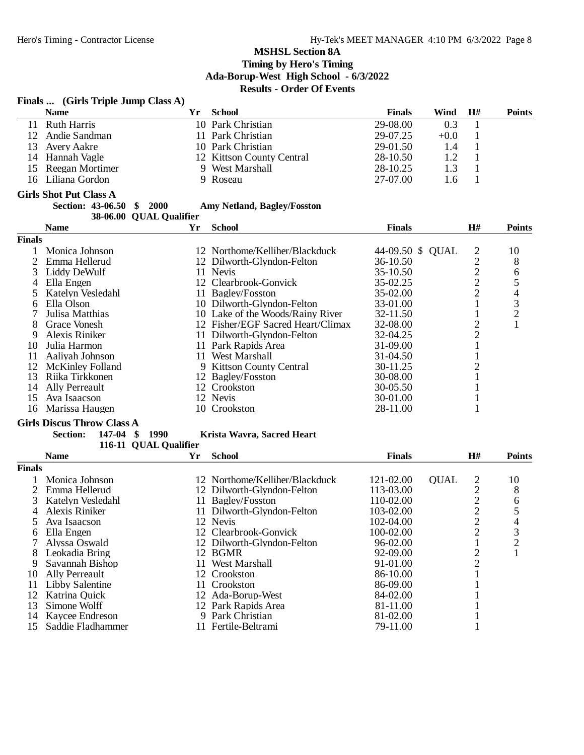# MSHSL Section 8A

**Timing by Hero's Timing**

**Ada-Borup-West High School - 6/3/2022**

**Results - Order Of Events**

## Finals ... (Girls Triple Jump Class A)

| | Name | Yr | School | Finals | Wind | H# | Points |
|---|---|---|---|---|---|---|---|
| 11 | Ruth Harris | 10 | Park Christian | 29-08.00 | 0.3 | 1 | |
| 12 | Andie Sandman | 11 | Park Christian | 29-07.25 | +0.0 | 1 | |
| 13 | Avery Aakre | 10 | Park Christian | 29-01.50 | 1.4 | 1 | |
| 14 | Hannah Vagle | 12 | Kittson County Central | 28-10.50 | 1.2 | 1 | |
| 15 | Reegan Mortimer | 9 | West Marshall | 28-10.25 | 1.3 | 1 | |
| 16 | Liliana Gordon | 9 | Roseau | 27-07.00 | 1.6 | 1 | |

## Girls Shot Put Class A

**Section: 43-06.50 $ 2000 Amy Netland, Bagley/Fosston**

**38-06.00 QUAL Qualifier**

| | Name | Yr | School | Finals | | H# | Points |
|---|---|---|---|---|---|---|---|
| **Finals** | | | | | | | |
| 1 | Monica Johnson | 12 | Northome/Kelliher/Blackduck | 44-09.50 $ | QUAL | 2 | 10 |
| 2 | Emma Hellerud | 12 | Dilworth-Glyndon-Felton | 36-10.50 | | 2 | 8 |
| 3 | Liddy DeWulf | 11 | Nevis | 35-10.50 | | 2 | 6 |
| 4 | Ella Engen | 12 | Clearbrook-Gonvick | 35-02.25 | | 2 | 5 |
| 5 | Katelyn Vesledahl | 11 | Bagley/Fosston | 35-02.00 | | 2 | 4 |
| 6 | Ella Olson | 10 | Dilworth-Glyndon-Felton | 33-01.00 | | 1 | 3 |
| 7 | Julisa Matthias | 10 | Lake of the Woods/Rainy River | 32-11.50 | | 1 | 2 |
| 8 | Grace Vonesh | 12 | Fisher/EGF Sacred Heart/Climax | 32-08.00 | | 2 | 1 |
| 9 | Alexis Riniker | 11 | Dilworth-Glyndon-Felton | 32-04.25 | | 2 | |
| 10 | Julia Harmon | 11 | Park Rapids Area | 31-09.00 | | 1 | |
| 11 | Aaliyah Johnson | 11 | West Marshall | 31-04.50 | | 1 | |
| 12 | McKinley Folland | 9 | Kittson County Central | 30-11.25 | | 2 | |
| 13 | Riika Tirkkonen | 12 | Bagley/Fosston | 30-08.00 | | 1 | |
| 14 | Ally Perreault | 12 | Crookston | 30-05.50 | | 1 | |
| 15 | Ava Isaacson | 12 | Nevis | 30-01.00 | | 1 | |
| 16 | Marissa Haugen | 10 | Crookston | 28-11.00 | | 1 | |

## Girls Discus Throw Class A

**Section: 147-04 $ 1990 Krista Wavra, Sacred Heart**

**116-11 QUAL Qualifier**

| | Name | Yr | School | Finals | | H# | Points |
|---|---|---|---|---|---|---|---|
| **Finals** | | | | | | | |
| 1 | Monica Johnson | 12 | Northome/Kelliher/Blackduck | 121-02.00 | QUAL | 2 | 10 |
| 2 | Emma Hellerud | 12 | Dilworth-Glyndon-Felton | 113-03.00 | | 2 | 8 |
| 3 | Katelyn Vesledahl | 11 | Bagley/Fosston | 110-02.00 | | 2 | 6 |
| 4 | Alexis Riniker | 11 | Dilworth-Glyndon-Felton | 103-02.00 | | 2 | 5 |
| 5 | Ava Isaacson | 12 | Nevis | 102-04.00 | | 2 | 4 |
| 6 | Ella Engen | 12 | Clearbrook-Gonvick | 100-02.00 | | 2 | 3 |
| 7 | Alyssa Oswald | 12 | Dilworth-Glyndon-Felton | 96-02.00 | | 1 | 2 |
| 8 | Leokadia Bring | 12 | BGMR | 92-09.00 | | 2 | 1 |
| 9 | Savannah Bishop | 11 | West Marshall | 91-01.00 | | 2 | |
| 10 | Ally Perreault | 12 | Crookston | 86-10.00 | | 1 | |
| 11 | Libby Salentine | 11 | Crookston | 86-09.00 | | 1 | |
| 12 | Katrina Quick | 12 | Ada-Borup-West | 84-02.00 | | 1 | |
| 13 | Simone Wolff | 12 | Park Rapids Area | 81-11.00 | | 1 | |
| 14 | Kaycee Endreson | 9 | Park Christian | 81-02.00 | | 1 | |
| 15 | Saddie Fladhammer | 11 | Fertile-Beltrami | 79-11.00 | | 1 | |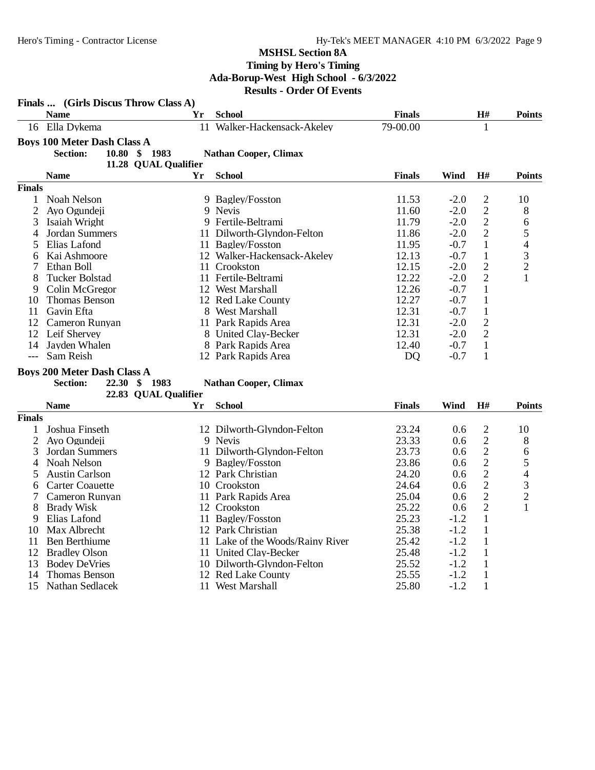**MSHSL Section 8A**
**Timing by Hero's Timing**
**Ada-Borup-West High School - 6/3/2022**
**Results - Order Of Events**

### Finals ... (Girls Discus Throw Class A)

| | Name | Yr | School | Finals | H# | Points |
|---|---|---|---|---|---|---|
| 16 | Ella Dykema | 11 | Walker-Hackensack-Akeley | 79-00.00 | 1 | |

### Boys 100 Meter Dash Class A

Section: 10.80 $ 1983 Nathan Cooper, Climax
11.28 QUAL Qualifier

| | Name | Yr | School | Finals | Wind | H# | Points |
|---|---|---|---|---|---|---|---|
| **Finals** | | | | | | | |
| 1 | Noah Nelson | 9 | Bagley/Fosston | 11.53 | -2.0 | 2 | 10 |
| 2 | Ayo Ogundeji | 9 | Nevis | 11.60 | -2.0 | 2 | 8 |
| 3 | Isaiah Wright | 9 | Fertile-Beltrami | 11.79 | -2.0 | 2 | 6 |
| 4 | Jordan Summers | 11 | Dilworth-Glyndon-Felton | 11.86 | -2.0 | 2 | 5 |
| 5 | Elias Lafond | 11 | Bagley/Fosston | 11.95 | -0.7 | 1 | 4 |
| 6 | Kai Ashmoore | 12 | Walker-Hackensack-Akeley | 12.13 | -0.7 | 1 | 3 |
| 7 | Ethan Boll | 11 | Crookston | 12.15 | -2.0 | 2 | 2 |
| 8 | Tucker Bolstad | 11 | Fertile-Beltrami | 12.22 | -2.0 | 2 | 1 |
| 9 | Colin McGregor | 12 | West Marshall | 12.26 | -0.7 | 1 | |
| 10 | Thomas Benson | 12 | Red Lake County | 12.27 | -0.7 | 1 | |
| 11 | Gavin Efta | 8 | West Marshall | 12.31 | -0.7 | 1 | |
| 12 | Cameron Runyan | 11 | Park Rapids Area | 12.31 | -2.0 | 2 | |
| 12 | Leif Shervey | 8 | United Clay-Becker | 12.31 | -2.0 | 2 | |
| 14 | Jayden Whalen | 8 | Park Rapids Area | 12.40 | -0.7 | 1 | |
| --- | Sam Reish | 12 | Park Rapids Area | DQ | -0.7 | 1 | |

### Boys 200 Meter Dash Class A

Section: 22.30 $ 1983 Nathan Cooper, Climax
22.83 QUAL Qualifier

| | Name | Yr | School | Finals | Wind | H# | Points |
|---|---|---|---|---|---|---|---|
| **Finals** | | | | | | | |
| 1 | Joshua Finseth | 12 | Dilworth-Glyndon-Felton | 23.24 | 0.6 | 2 | 10 |
| 2 | Ayo Ogundeji | 9 | Nevis | 23.33 | 0.6 | 2 | 8 |
| 3 | Jordan Summers | 11 | Dilworth-Glyndon-Felton | 23.73 | 0.6 | 2 | 6 |
| 4 | Noah Nelson | 9 | Bagley/Fosston | 23.86 | 0.6 | 2 | 5 |
| 5 | Austin Carlson | 12 | Park Christian | 24.20 | 0.6 | 2 | 4 |
| 6 | Carter Coauette | 10 | Crookston | 24.64 | 0.6 | 2 | 3 |
| 7 | Cameron Runyan | 11 | Park Rapids Area | 25.04 | 0.6 | 2 | 2 |
| 8 | Brady Wisk | 12 | Crookston | 25.22 | 0.6 | 2 | 1 |
| 9 | Elias Lafond | 11 | Bagley/Fosston | 25.23 | -1.2 | 1 | |
| 10 | Max Albrecht | 12 | Park Christian | 25.38 | -1.2 | 1 | |
| 11 | Ben Berthiume | 11 | Lake of the Woods/Rainy River | 25.42 | -1.2 | 1 | |
| 12 | Bradley Olson | 11 | United Clay-Becker | 25.48 | -1.2 | 1 | |
| 13 | Bodey DeVries | 10 | Dilworth-Glyndon-Felton | 25.52 | -1.2 | 1 | |
| 14 | Thomas Benson | 12 | Red Lake County | 25.55 | -1.2 | 1 | |
| 15 | Nathan Sedlacek | 11 | West Marshall | 25.80 | -1.2 | 1 | |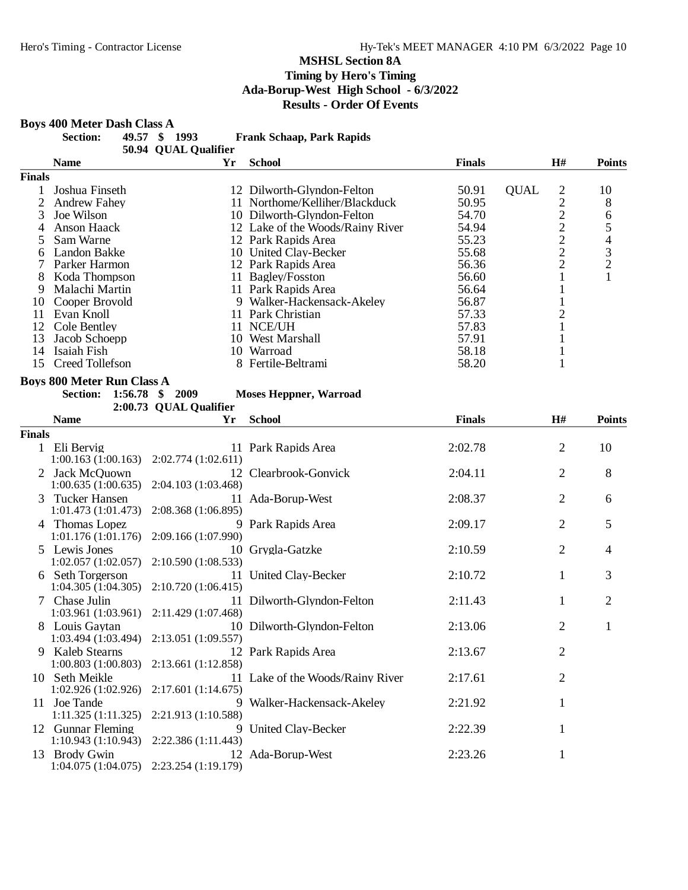## MSHSL Section 8A

**Timing by Hero's Timing**

**Ada-Borup-West High School - 6/3/2022**

**Results - Order Of Events**

### Boys 400 Meter Dash Class A

**Section: 49.57 $ 1993 Frank Schaap, Park Rapids**

**50.94 QUAL Qualifier**

| | Name | Yr | School | Finals | | H# | Points |
|---|---|---|---|---|---|---|---|
| **Finals** | | | | | | | |
| 1 | Joshua Finseth | 12 | Dilworth-Glyndon-Felton | 50.91 | QUAL | 2 | 10 |
| 2 | Andrew Fahey | 11 | Northome/Kelliher/Blackduck | 50.95 | | 2 | 8 |
| 3 | Joe Wilson | 10 | Dilworth-Glyndon-Felton | 54.70 | | 2 | 6 |
| 4 | Anson Haack | 12 | Lake of the Woods/Rainy River | 54.94 | | 2 | 5 |
| 5 | Sam Warne | 12 | Park Rapids Area | 55.23 | | 2 | 4 |
| 6 | Landon Bakke | 10 | United Clay-Becker | 55.68 | | 2 | 3 |
| 7 | Parker Harmon | 12 | Park Rapids Area | 56.36 | | 2 | 2 |
| 8 | Koda Thompson | 11 | Bagley/Fosston | 56.60 | | 1 | 1 |
| 9 | Malachi Martin | 11 | Park Rapids Area | 56.64 | | 1 | |
| 10 | Cooper Brovold | 9 | Walker-Hackensack-Akeley | 56.87 | | 1 | |
| 11 | Evan Knoll | 11 | Park Christian | 57.33 | | 2 | |
| 12 | Cole Bentley | 11 | NCE/UH | 57.83 | | 1 | |
| 13 | Jacob Schoepp | 10 | West Marshall | 57.91 | | 1 | |
| 14 | Isaiah Fish | 10 | Warroad | 58.18 | | 1 | |
| 15 | Creed Tollefson | 8 | Fertile-Beltrami | 58.20 | | 1 | |

### Boys 800 Meter Run Class A

**Section: 1:56.78 $ 2009 Moses Heppner, Warroad**

**2:00.73 QUAL Qualifier**

| | Name | | Yr | School | Finals | H# | Points |
|---|---|---|---|---|---|---|---|
| **Finals** | | | | | | | |
| 1 | Eli Bervig | | 11 | Park Rapids Area | 2:02.78 | 2 | 10 |
| | 1:00.163 (1:00.163) | 2:02.774 (1:02.611) | | | | | |
| 2 | Jack McQuown | | 12 | Clearbrook-Gonvick | 2:04.11 | 2 | 8 |
| | 1:00.635 (1:00.635) | 2:04.103 (1:03.468) | | | | | |
| 3 | Tucker Hansen | | 11 | Ada-Borup-West | 2:08.37 | 2 | 6 |
| | 1:01.473 (1:01.473) | 2:08.368 (1:06.895) | | | | | |
| 4 | Thomas Lopez | | 9 | Park Rapids Area | 2:09.17 | 2 | 5 |
| | 1:01.176 (1:01.176) | 2:09.166 (1:07.990) | | | | | |
| 5 | Lewis Jones | | 10 | Grygla-Gatzke | 2:10.59 | 2 | 4 |
| | 1:02.057 (1:02.057) | 2:10.590 (1:08.533) | | | | | |
| 6 | Seth Torgerson | | 11 | United Clay-Becker | 2:10.72 | 1 | 3 |
| | 1:04.305 (1:04.305) | 2:10.720 (1:06.415) | | | | | |
| 7 | Chase Julin | | 11 | Dilworth-Glyndon-Felton | 2:11.43 | 1 | 2 |
| | 1:03.961 (1:03.961) | 2:11.429 (1:07.468) | | | | | |
| 8 | Louis Gaytan | | 10 | Dilworth-Glyndon-Felton | 2:13.06 | 2 | 1 |
| | 1:03.494 (1:03.494) | 2:13.051 (1:09.557) | | | | | |
| 9 | Kaleb Stearns | | 12 | Park Rapids Area | 2:13.67 | 2 | |
| | 1:00.803 (1:00.803) | 2:13.661 (1:12.858) | | | | | |
| 10 | Seth Meikle | | 11 | Lake of the Woods/Rainy River | 2:17.61 | 2 | |
| | 1:02.926 (1:02.926) | 2:17.601 (1:14.675) | | | | | |
| 11 | Joe Tande | | 9 | Walker-Hackensack-Akeley | 2:21.92 | 1 | |
| | 1:11.325 (1:11.325) | 2:21.913 (1:10.588) | | | | | |
| 12 | Gunnar Fleming | | 9 | United Clay-Becker | 2:22.39 | 1 | |
| | 1:10.943 (1:10.943) | 2:22.386 (1:11.443) | | | | | |
| 13 | Brody Gwin | | 12 | Ada-Borup-West | 2:23.26 | 1 | |
| | 1:04.075 (1:04.075) | 2:23.254 (1:19.179) | | | | | |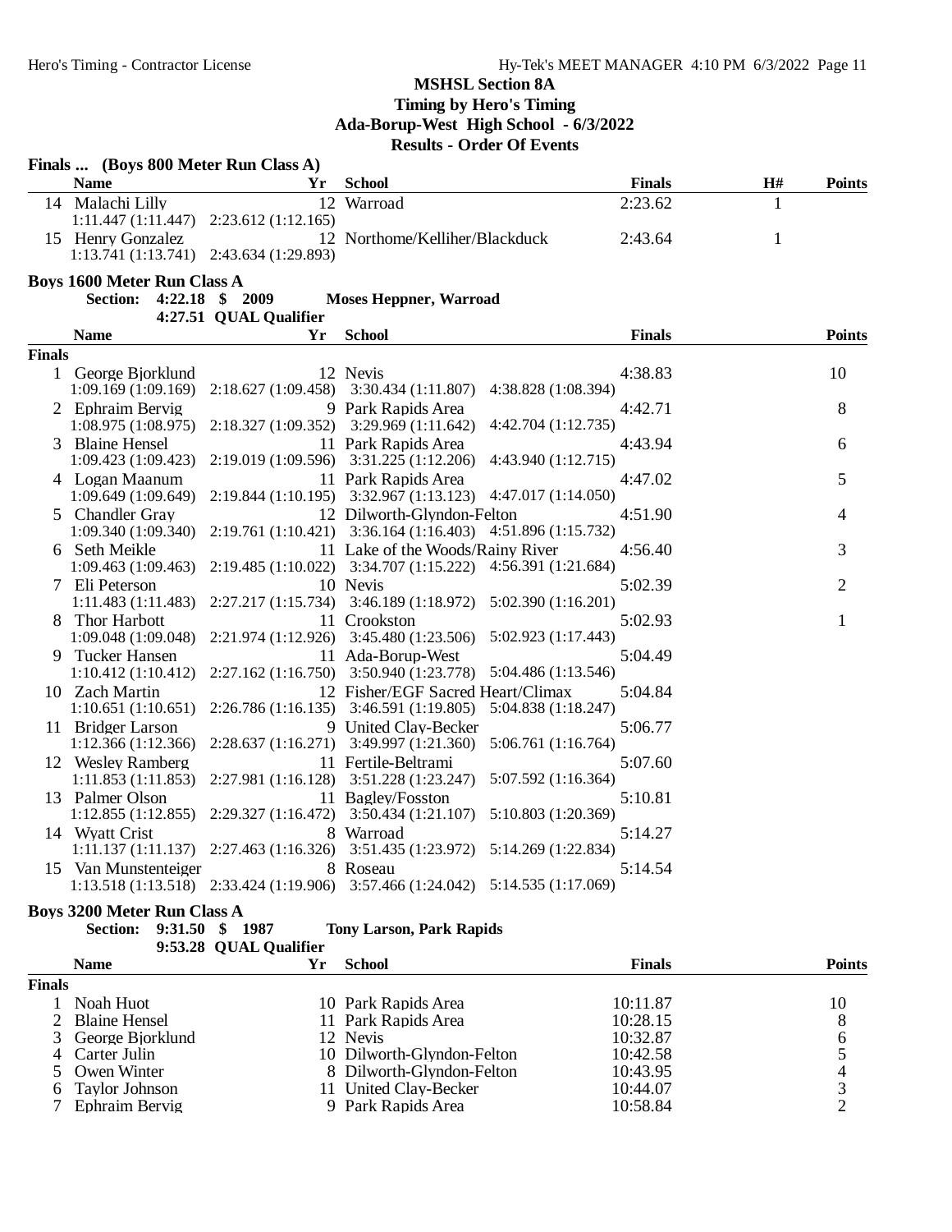## MSHSL Section 8A

**Timing by Hero's Timing**

**Ada-Borup-West High School - 6/3/2022**

**Results - Order Of Events**

### Finals ... (Boys 800 Meter Run Class A)

| | Name | Yr | School | Finals | H# | Points |
|---|---|---|---|---|---|---|
| 14 | Malachi Lilly | 12 | Warroad | 2:23.62 | 1 | |
| | 1:11.447 (1:11.447) 2:23.612 (1:12.165) | | | | | |
| 15 | Henry Gonzalez | 12 | Northome/Kelliher/Blackduck | 2:43.64 | 1 | |
| | 1:13.741 (1:13.741) 2:43.634 (1:29.893) | | | | | |

### Boys 1600 Meter Run Class A

**Section: 4:22.18 $ 2009 Moses Heppner, Warroad**

**4:27.51 QUAL Qualifier**

**Finals**

| | Name | Yr | School | Finals | Points |
|---|---|---|---|---|---|
| 1 | George Bjorklund | 12 | Nevis | 4:38.83 | 10 |
| | 1:09.169 (1:09.169) 2:18.627 (1:09.458) 3:30.434 (1:11.807) 4:38.828 (1:08.394) | | | | |
| 2 | Ephraim Bervig | 9 | Park Rapids Area | 4:42.71 | 8 |
| | 1:08.975 (1:08.975) 2:18.327 (1:09.352) 3:29.969 (1:11.642) 4:42.704 (1:12.735) | | | | |
| 3 | Blaine Hensel | 11 | Park Rapids Area | 4:43.94 | 6 |
| | 1:09.423 (1:09.423) 2:19.019 (1:09.596) 3:31.225 (1:12.206) 4:43.940 (1:12.715) | | | | |
| 4 | Logan Maanum | 11 | Park Rapids Area | 4:47.02 | 5 |
| | 1:09.649 (1:09.649) 2:19.844 (1:10.195) 3:32.967 (1:13.123) 4:47.017 (1:14.050) | | | | |
| 5 | Chandler Gray | 12 | Dilworth-Glyndon-Felton | 4:51.90 | 4 |
| | 1:09.340 (1:09.340) 2:19.761 (1:10.421) 3:36.164 (1:16.403) 4:51.896 (1:15.732) | | | | |
| 6 | Seth Meikle | 11 | Lake of the Woods/Rainy River | 4:56.40 | 3 |
| | 1:09.463 (1:09.463) 2:19.485 (1:10.022) 3:34.707 (1:15.222) 4:56.391 (1:21.684) | | | | |
| 7 | Eli Peterson | 10 | Nevis | 5:02.39 | 2 |
| | 1:11.483 (1:11.483) 2:27.217 (1:15.734) 3:46.189 (1:18.972) 5:02.390 (1:16.201) | | | | |
| 8 | Thor Harbott | 11 | Crookston | 5:02.93 | 1 |
| | 1:09.048 (1:09.048) 2:21.974 (1:12.926) 3:45.480 (1:23.506) 5:02.923 (1:17.443) | | | | |
| 9 | Tucker Hansen | 11 | Ada-Borup-West | 5:04.49 | |
| | 1:10.412 (1:10.412) 2:27.162 (1:16.750) 3:50.940 (1:23.778) 5:04.486 (1:13.546) | | | | |
| 10 | Zach Martin | 12 | Fisher/EGF Sacred Heart/Climax | 5:04.84 | |
| | 1:10.651 (1:10.651) 2:26.786 (1:16.135) 3:46.591 (1:19.805) 5:04.838 (1:18.247) | | | | |
| 11 | Bridger Larson | 9 | United Clay-Becker | 5:06.77 | |
| | 1:12.366 (1:12.366) 2:28.637 (1:16.271) 3:49.997 (1:21.360) 5:06.761 (1:16.764) | | | | |
| 12 | Wesley Ramberg | 11 | Fertile-Beltrami | 5:07.60 | |
| | 1:11.853 (1:11.853) 2:27.981 (1:16.128) 3:51.228 (1:23.247) 5:07.592 (1:16.364) | | | | |
| 13 | Palmer Olson | 11 | Bagley/Fosston | 5:10.81 | |
| | 1:12.855 (1:12.855) 2:29.327 (1:16.472) 3:50.434 (1:21.107) 5:10.803 (1:20.369) | | | | |
| 14 | Wyatt Crist | 8 | Warroad | 5:14.27 | |
| | 1:11.137 (1:11.137) 2:27.463 (1:16.326) 3:51.435 (1:23.972) 5:14.269 (1:22.834) | | | | |
| 15 | Van Munstenteiger | 8 | Roseau | 5:14.54 | |
| | 1:13.518 (1:13.518) 2:33.424 (1:19.906) 3:57.466 (1:24.042) 5:14.535 (1:17.069) | | | | |

### Boys 3200 Meter Run Class A

**Section: 9:31.50 $ 1987 Tony Larson, Park Rapids**

**9:53.28 QUAL Qualifier**

**Finals**

| | Name | Yr | School | Finals | Points |
|---|---|---|---|---|---|
| 1 | Noah Huot | 10 | Park Rapids Area | 10:11.87 | 10 |
| 2 | Blaine Hensel | 11 | Park Rapids Area | 10:28.15 | 8 |
| 3 | George Bjorklund | 12 | Nevis | 10:32.87 | 6 |
| 4 | Carter Julin | 10 | Dilworth-Glyndon-Felton | 10:42.58 | 5 |
| 5 | Owen Winter | 8 | Dilworth-Glyndon-Felton | 10:43.95 | 4 |
| 6 | Taylor Johnson | 11 | United Clay-Becker | 10:44.07 | 3 |
| 7 | Ephraim Bervig | 9 | Park Rapids Area | 10:58.84 | 2 |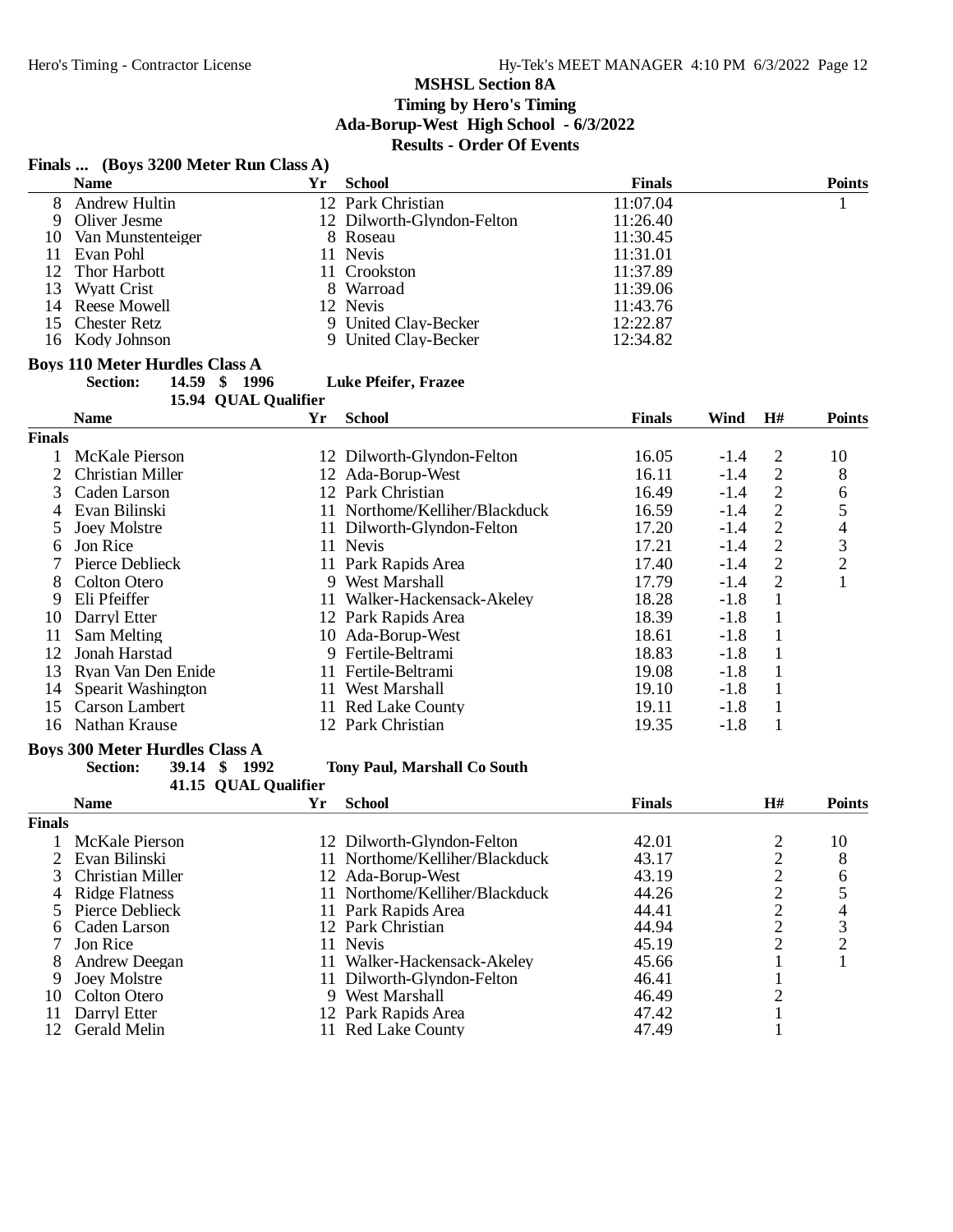# MSHSL Section 8A

**Timing by Hero's Timing**

**Ada-Borup-West High School - 6/3/2022**

**Results - Order Of Events**

## Finals ... (Boys 3200 Meter Run Class A)

| | Name | Yr | School | Finals | Points |
|---|---|---|---|---|---|
| 8 | Andrew Hultin | 12 | Park Christian | 11:07.04 | 1 |
| 9 | Oliver Jesme | 12 | Dilworth-Glyndon-Felton | 11:26.40 | |
| 10 | Van Munstenteiger | 8 | Roseau | 11:30.45 | |
| 11 | Evan Pohl | 11 | Nevis | 11:31.01 | |
| 12 | Thor Harbott | 11 | Crookston | 11:37.89 | |
| 13 | Wyatt Crist | 8 | Warroad | 11:39.06 | |
| 14 | Reese Mowell | 12 | Nevis | 11:43.76 | |
| 15 | Chester Retz | 9 | United Clay-Becker | 12:22.87 | |
| 16 | Kody Johnson | 9 | United Clay-Becker | 12:34.82 | |

## Boys 110 Meter Hurdles Class A

**Section:** 14.59 $ 1996 **Luke Pfeifer, Frazee**

15.94 QUAL Qualifier

**Finals**

| | Name | Yr | School | Finals | Wind | H# | Points |
|---|---|---|---|---|---|---|---|
| 1 | McKale Pierson | 12 | Dilworth-Glyndon-Felton | 16.05 | -1.4 | 2 | 10 |
| 2 | Christian Miller | 12 | Ada-Borup-West | 16.11 | -1.4 | 2 | 8 |
| 3 | Caden Larson | 12 | Park Christian | 16.49 | -1.4 | 2 | 6 |
| 4 | Evan Bilinski | 11 | Northome/Kelliher/Blackduck | 16.59 | -1.4 | 2 | 5 |
| 5 | Joey Molstre | 11 | Dilworth-Glyndon-Felton | 17.20 | -1.4 | 2 | 4 |
| 6 | Jon Rice | 11 | Nevis | 17.21 | -1.4 | 2 | 3 |
| 7 | Pierce Deblieck | 11 | Park Rapids Area | 17.40 | -1.4 | 2 | 2 |
| 8 | Colton Otero | 9 | West Marshall | 17.79 | -1.4 | 2 | 1 |
| 9 | Eli Pfeiffer | 11 | Walker-Hackensack-Akeley | 18.28 | -1.8 | 1 | |
| 10 | Darryl Etter | 12 | Park Rapids Area | 18.39 | -1.8 | 1 | |
| 11 | Sam Melting | 10 | Ada-Borup-West | 18.61 | -1.8 | 1 | |
| 12 | Jonah Harstad | 9 | Fertile-Beltrami | 18.83 | -1.8 | 1 | |
| 13 | Ryan Van Den Enide | 11 | Fertile-Beltrami | 19.08 | -1.8 | 1 | |
| 14 | Spearit Washington | 11 | West Marshall | 19.10 | -1.8 | 1 | |
| 15 | Carson Lambert | 11 | Red Lake County | 19.11 | -1.8 | 1 | |
| 16 | Nathan Krause | 12 | Park Christian | 19.35 | -1.8 | 1 | |

## Boys 300 Meter Hurdles Class A

**Section:** 39.14 $ 1992 **Tony Paul, Marshall Co South**

41.15 QUAL Qualifier

**Finals**

| | Name | Yr | School | Finals | H# | Points |
|---|---|---|---|---|---|---|
| 1 | McKale Pierson | 12 | Dilworth-Glyndon-Felton | 42.01 | 2 | 10 |
| 2 | Evan Bilinski | 11 | Northome/Kelliher/Blackduck | 43.17 | 2 | 8 |
| 3 | Christian Miller | 12 | Ada-Borup-West | 43.19 | 2 | 6 |
| 4 | Ridge Flatness | 11 | Northome/Kelliher/Blackduck | 44.26 | 2 | 5 |
| 5 | Pierce Deblieck | 11 | Park Rapids Area | 44.41 | 2 | 4 |
| 6 | Caden Larson | 12 | Park Christian | 44.94 | 2 | 3 |
| 7 | Jon Rice | 11 | Nevis | 45.19 | 2 | 2 |
| 8 | Andrew Deegan | 11 | Walker-Hackensack-Akeley | 45.66 | 1 | 1 |
| 9 | Joey Molstre | 11 | Dilworth-Glyndon-Felton | 46.41 | 1 | |
| 10 | Colton Otero | 9 | West Marshall | 46.49 | 2 | |
| 11 | Darryl Etter | 12 | Park Rapids Area | 47.42 | 1 | |
| 12 | Gerald Melin | 11 | Red Lake County | 47.49 | 1 | |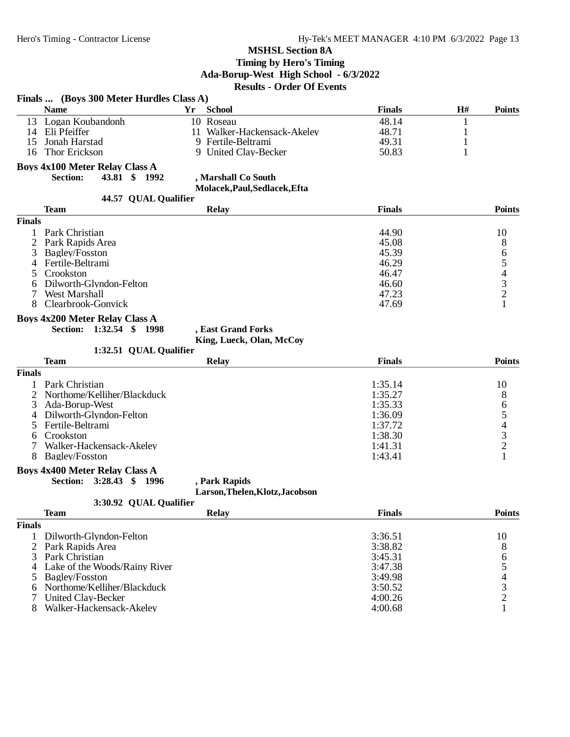## MSHSL Section 8A

**Timing by Hero's Timing**

**Ada-Borup-West High School - 6/3/2022**

**Results - Order Of Events**

### Finals ... (Boys 300 Meter Hurdles Class A)

| | Name | Yr | School | Finals | H# | Points |
|---|---|---|---|---|---|---|
| 13 | Logan Koubandonh | 10 | Roseau | 48.14 | 1 | |
| 14 | Eli Pfeiffer | 11 | Walker-Hackensack-Akeley | 48.71 | 1 | |
| 15 | Jonah Harstad | 9 | Fertile-Beltrami | 49.31 | 1 | |
| 16 | Thor Erickson | 9 | United Clay-Becker | 50.83 | 1 | |

### Boys 4x100 Meter Relay Class A

**Section: 43.81 $ 1992 , Marshall Co South**
**Molacek,Paul,Sedlacek,Efta**

**44.57 QUAL Qualifier**

| | Team | Relay | Finals | Points |
|---|---|---|---|---|
| **Finals** | | | | |
| 1 | Park Christian | | 44.90 | 10 |
| 2 | Park Rapids Area | | 45.08 | 8 |
| 3 | Bagley/Fosston | | 45.39 | 6 |
| 4 | Fertile-Beltrami | | 46.29 | 5 |
| 5 | Crookston | | 46.47 | 4 |
| 6 | Dilworth-Glyndon-Felton | | 46.60 | 3 |
| 7 | West Marshall | | 47.23 | 2 |
| 8 | Clearbrook-Gonvick | | 47.69 | 1 |

### Boys 4x200 Meter Relay Class A

**Section: 1:32.54 $ 1998 , East Grand Forks**
**King, Lueck, Olan, McCoy**

**1:32.51 QUAL Qualifier**

| | Team | Relay | Finals | Points |
|---|---|---|---|---|
| **Finals** | | | | |
| 1 | Park Christian | | 1:35.14 | 10 |
| 2 | Northome/Kelliher/Blackduck | | 1:35.27 | 8 |
| 3 | Ada-Borup-West | | 1:35.33 | 6 |
| 4 | Dilworth-Glyndon-Felton | | 1:36.09 | 5 |
| 5 | Fertile-Beltrami | | 1:37.72 | 4 |
| 6 | Crookston | | 1:38.30 | 3 |
| 7 | Walker-Hackensack-Akeley | | 1:41.31 | 2 |
| 8 | Bagley/Fosston | | 1:43.41 | 1 |

### Boys 4x400 Meter Relay Class A

**Section: 3:28.43 $ 1996 , Park Rapids**
**Larson,Thelen,Klotz,Jacobson**

**3:30.92 QUAL Qualifier**

| | Team | Relay | Finals | Points |
|---|---|---|---|---|
| **Finals** | | | | |
| 1 | Dilworth-Glyndon-Felton | | 3:36.51 | 10 |
| 2 | Park Rapids Area | | 3:38.82 | 8 |
| 3 | Park Christian | | 3:45.31 | 6 |
| 4 | Lake of the Woods/Rainy River | | 3:47.38 | 5 |
| 5 | Bagley/Fosston | | 3:49.98 | 4 |
| 6 | Northome/Kelliher/Blackduck | | 3:50.52 | 3 |
| 7 | United Clay-Becker | | 4:00.26 | 2 |
| 8 | Walker-Hackensack-Akeley | | 4:00.68 | 1 |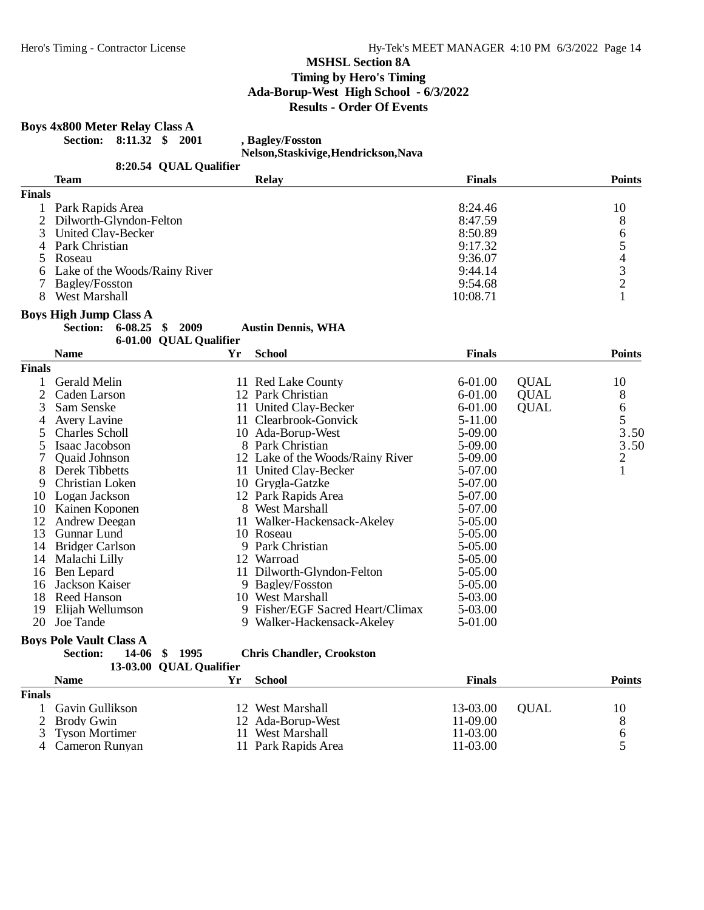# MSHSL Section 8A

**Timing by Hero's Timing**
**Ada-Borup-West High School - 6/3/2022**
**Results - Order Of Events**

## Boys 4x800 Meter Relay Class A

**Section: 8:11.32 $ 2001 , Bagley/Fosston**
**Nelson,Staskivige,Hendrickson,Nava**
**8:20.54 QUAL Qualifier**

| | Team | Relay | Finals | Points |
|---|---|---|---|---|
| **Finals** | | | | |
| 1 | Park Rapids Area | | 8:24.46 | 10 |
| 2 | Dilworth-Glyndon-Felton | | 8:47.59 | 8 |
| 3 | United Clay-Becker | | 8:50.89 | 6 |
| 4 | Park Christian | | 9:17.32 | 5 |
| 5 | Roseau | | 9:36.07 | 4 |
| 6 | Lake of the Woods/Rainy River | | 9:44.14 | 3 |
| 7 | Bagley/Fosston | | 9:54.68 | 2 |
| 8 | West Marshall | | 10:08.71 | 1 |

## Boys High Jump Class A

**Section: 6-08.25 $ 2009 Austin Dennis, WHA**
**6-01.00 QUAL Qualifier**

| | Name | Yr | School | Finals | | Points |
|---|---|---|---|---|---|---|
| **Finals** | | | | | | |
| 1 | Gerald Melin | 11 | Red Lake County | 6-01.00 | QUAL | 10 |
| 2 | Caden Larson | 12 | Park Christian | 6-01.00 | QUAL | 8 |
| 3 | Sam Senske | 11 | United Clay-Becker | 6-01.00 | QUAL | 6 |
| 4 | Avery Lavine | 11 | Clearbrook-Gonvick | 5-11.00 | | 5 |
| 5 | Charles Scholl | 10 | Ada-Borup-West | 5-09.00 | | 3.50 |
| 5 | Isaac Jacobson | 8 | Park Christian | 5-09.00 | | 3.50 |
| 7 | Quaid Johnson | 12 | Lake of the Woods/Rainy River | 5-09.00 | | 2 |
| 8 | Derek Tibbetts | 11 | United Clay-Becker | 5-07.00 | | 1 |
| 9 | Christian Loken | 10 | Grygla-Gatzke | 5-07.00 | | |
| 10 | Logan Jackson | 12 | Park Rapids Area | 5-07.00 | | |
| 10 | Kainen Koponen | 8 | West Marshall | 5-07.00 | | |
| 12 | Andrew Deegan | 11 | Walker-Hackensack-Akeley | 5-05.00 | | |
| 13 | Gunnar Lund | 10 | Roseau | 5-05.00 | | |
| 14 | Bridger Carlson | 9 | Park Christian | 5-05.00 | | |
| 14 | Malachi Lilly | 12 | Warroad | 5-05.00 | | |
| 16 | Ben Lepard | 11 | Dilworth-Glyndon-Felton | 5-05.00 | | |
| 16 | Jackson Kaiser | 9 | Bagley/Fosston | 5-05.00 | | |
| 18 | Reed Hanson | 10 | West Marshall | 5-03.00 | | |
| 19 | Elijah Wellumson | 9 | Fisher/EGF Sacred Heart/Climax | 5-03.00 | | |
| 20 | Joe Tande | 9 | Walker-Hackensack-Akeley | 5-01.00 | | |

## Boys Pole Vault Class A

**Section: 14-06 $ 1995 Chris Chandler, Crookston**
**13-03.00 QUAL Qualifier**

| | Name | Yr | School | Finals | | Points |
|---|---|---|---|---|---|---|
| **Finals** | | | | | | |
| 1 | Gavin Gullikson | 12 | West Marshall | 13-03.00 | QUAL | 10 |
| 2 | Brody Gwin | 12 | Ada-Borup-West | 11-09.00 | | 8 |
| 3 | Tyson Mortimer | 11 | West Marshall | 11-03.00 | | 6 |
| 4 | Cameron Runyan | 11 | Park Rapids Area | 11-03.00 | | 5 |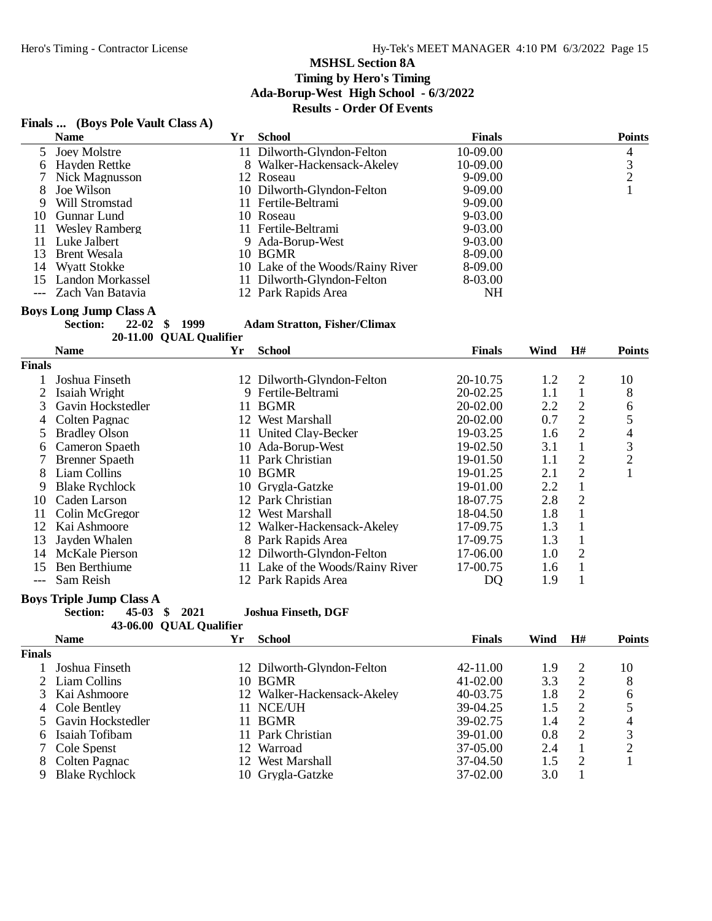**MSHSL Section 8A**
**Timing by Hero's Timing**
**Ada-Borup-West High School - 6/3/2022**
**Results - Order Of Events**

### Finals ... (Boys Pole Vault Class A)

| | Name | Yr | School | Finals | Points |
|---|---|---|---|---|---|
| 5 | Joey Molstre | 11 | Dilworth-Glyndon-Felton | 10-09.00 | 4 |
| 6 | Hayden Rettke | 8 | Walker-Hackensack-Akeley | 10-09.00 | 3 |
| 7 | Nick Magnusson | 12 | Roseau | 9-09.00 | 2 |
| 8 | Joe Wilson | 10 | Dilworth-Glyndon-Felton | 9-09.00 | 1 |
| 9 | Will Stromstad | 11 | Fertile-Beltrami | 9-09.00 | |
| 10 | Gunnar Lund | 10 | Roseau | 9-03.00 | |
| 11 | Wesley Ramberg | 11 | Fertile-Beltrami | 9-03.00 | |
| 11 | Luke Jalbert | 9 | Ada-Borup-West | 9-03.00 | |
| 13 | Brent Wesala | 10 | BGMR | 8-09.00 | |
| 14 | Wyatt Stokke | 10 | Lake of the Woods/Rainy River | 8-09.00 | |
| 15 | Landon Morkassel | 11 | Dilworth-Glyndon-Felton | 8-03.00 | |
| --- | Zach Van Batavia | 12 | Park Rapids Area | NH | |

### Boys Long Jump Class A

**Section: 22-02 $ 1999 Adam Stratton, Fisher/Climax**
**20-11.00 QUAL Qualifier**

| | Name | Yr | School | Finals | Wind | H# | Points |
|---|---|---|---|---|---|---|---|
| **Finals** | | | | | | | |
| 1 | Joshua Finseth | 12 | Dilworth-Glyndon-Felton | 20-10.75 | 1.2 | 2 | 10 |
| 2 | Isaiah Wright | 9 | Fertile-Beltrami | 20-02.25 | 1.1 | 1 | 8 |
| 3 | Gavin Hockstedler | 11 | BGMR | 20-02.00 | 2.2 | 2 | 6 |
| 4 | Colten Pagnac | 12 | West Marshall | 20-02.00 | 0.7 | 2 | 5 |
| 5 | Bradley Olson | 11 | United Clay-Becker | 19-03.25 | 1.6 | 2 | 4 |
| 6 | Cameron Spaeth | 10 | Ada-Borup-West | 19-02.50 | 3.1 | 1 | 3 |
| 7 | Brenner Spaeth | 11 | Park Christian | 19-01.50 | 1.1 | 2 | 2 |
| 8 | Liam Collins | 10 | BGMR | 19-01.25 | 2.1 | 2 | 1 |
| 9 | Blake Rychlock | 10 | Grygla-Gatzke | 19-01.00 | 2.2 | 1 | |
| 10 | Caden Larson | 12 | Park Christian | 18-07.75 | 2.8 | 2 | |
| 11 | Colin McGregor | 12 | West Marshall | 18-04.50 | 1.8 | 1 | |
| 12 | Kai Ashmoore | 12 | Walker-Hackensack-Akeley | 17-09.75 | 1.3 | 1 | |
| 13 | Jayden Whalen | 8 | Park Rapids Area | 17-09.75 | 1.3 | 1 | |
| 14 | McKale Pierson | 12 | Dilworth-Glyndon-Felton | 17-06.00 | 1.0 | 2 | |
| 15 | Ben Berthiume | 11 | Lake of the Woods/Rainy River | 17-00.75 | 1.6 | 1 | |
| --- | Sam Reish | 12 | Park Rapids Area | DQ | 1.9 | 1 | |

### Boys Triple Jump Class A

**Section: 45-03 $ 2021 Joshua Finseth, DGF**
**43-06.00 QUAL Qualifier**

| | Name | Yr | School | Finals | Wind | H# | Points |
|---|---|---|---|---|---|---|---|
| **Finals** | | | | | | | |
| 1 | Joshua Finseth | 12 | Dilworth-Glyndon-Felton | 42-11.00 | 1.9 | 2 | 10 |
| 2 | Liam Collins | 10 | BGMR | 41-02.00 | 3.3 | 2 | 8 |
| 3 | Kai Ashmoore | 12 | Walker-Hackensack-Akeley | 40-03.75 | 1.8 | 2 | 6 |
| 4 | Cole Bentley | 11 | NCE/UH | 39-04.25 | 1.5 | 2 | 5 |
| 5 | Gavin Hockstedler | 11 | BGMR | 39-02.75 | 1.4 | 2 | 4 |
| 6 | Isaiah Tofibam | 11 | Park Christian | 39-01.00 | 0.8 | 2 | 3 |
| 7 | Cole Spenst | 12 | Warroad | 37-05.00 | 2.4 | 1 | 2 |
| 8 | Colten Pagnac | 12 | West Marshall | 37-04.50 | 1.5 | 2 | 1 |
| 9 | Blake Rychlock | 10 | Grygla-Gatzke | 37-02.00 | 3.0 | 1 | |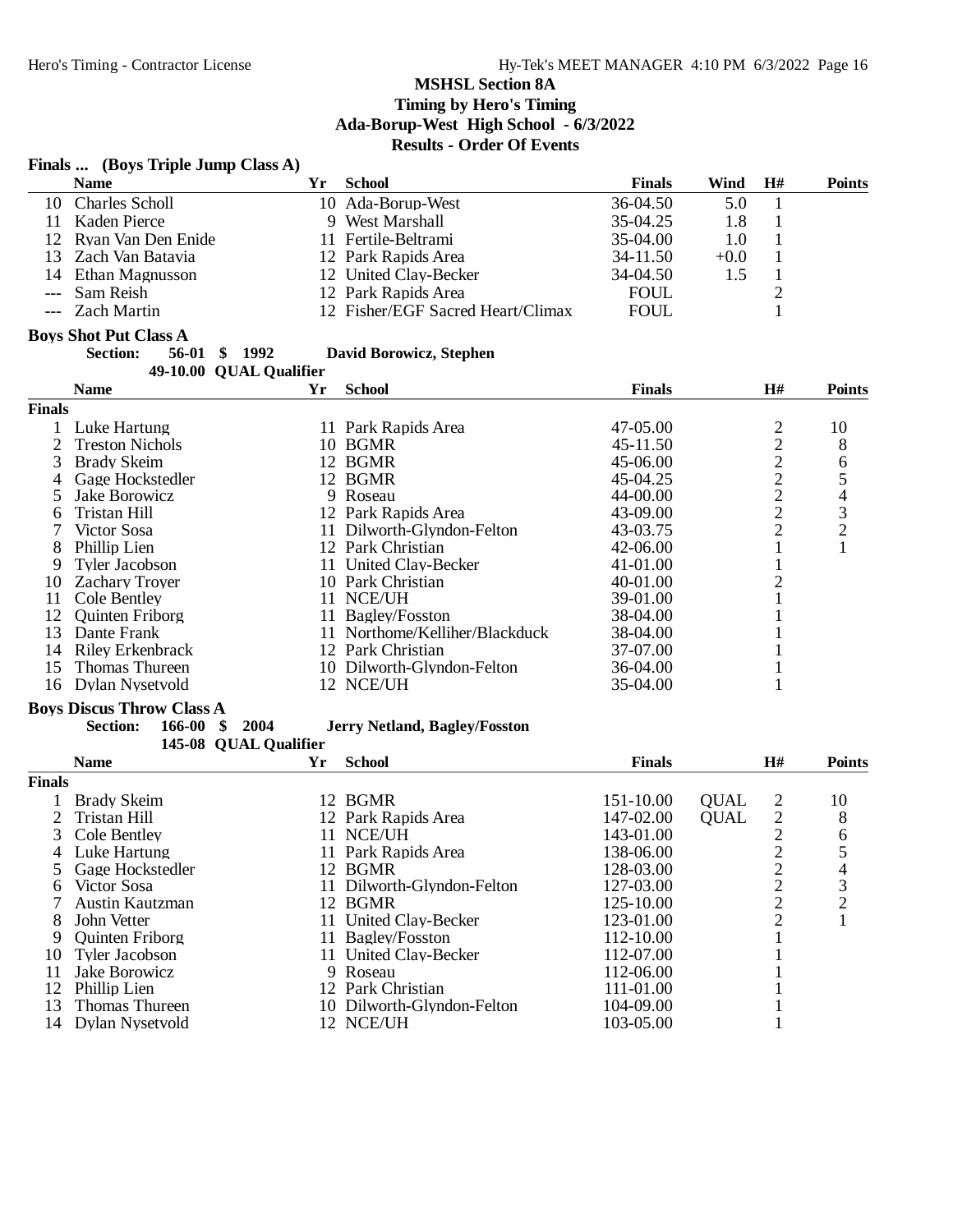## MSHSL Section 8A

**Timing by Hero's Timing**

**Ada-Borup-West High School - 6/3/2022**

**Results - Order Of Events**

### Finals ... (Boys Triple Jump Class A)

| | Name | Yr | School | Finals | Wind | H# | Points |
|---|---|---|---|---|---|---|---|
| 10 | Charles Scholl | 10 | Ada-Borup-West | 36-04.50 | 5.0 | 1 | |
| 11 | Kaden Pierce | 9 | West Marshall | 35-04.25 | 1.8 | 1 | |
| 12 | Ryan Van Den Enide | 11 | Fertile-Beltrami | 35-04.00 | 1.0 | 1 | |
| 13 | Zach Van Batavia | 12 | Park Rapids Area | 34-11.50 | +0.0 | 1 | |
| 14 | Ethan Magnusson | 12 | United Clay-Becker | 34-04.50 | 1.5 | 1 | |
| --- | Sam Reish | 12 | Park Rapids Area | FOUL | | 2 | |
| --- | Zach Martin | 12 | Fisher/EGF Sacred Heart/Climax | FOUL | | 1 | |

### Boys Shot Put Class A

**Section: 56-01 $ 1992 David Borowicz, Stephen**

**49-10.00 QUAL Qualifier**

**Finals**

| | Name | Yr | School | Finals | H# | Points |
|---|---|---|---|---|---|---|
| 1 | Luke Hartung | 11 | Park Rapids Area | 47-05.00 | 2 | 10 |
| 2 | Treston Nichols | 10 | BGMR | 45-11.50 | 2 | 8 |
| 3 | Brady Skeim | 12 | BGMR | 45-06.00 | 2 | 6 |
| 4 | Gage Hockstedler | 12 | BGMR | 45-04.25 | 2 | 5 |
| 5 | Jake Borowicz | 9 | Roseau | 44-00.00 | 2 | 4 |
| 6 | Tristan Hill | 12 | Park Rapids Area | 43-09.00 | 2 | 3 |
| 7 | Victor Sosa | 11 | Dilworth-Glyndon-Felton | 43-03.75 | 2 | 2 |
| 8 | Phillip Lien | 12 | Park Christian | 42-06.00 | 1 | 1 |
| 9 | Tyler Jacobson | 11 | United Clay-Becker | 41-01.00 | 1 | |
| 10 | Zachary Troyer | 10 | Park Christian | 40-01.00 | 2 | |
| 11 | Cole Bentley | 11 | NCE/UH | 39-01.00 | 1 | |
| 12 | Quinten Friborg | 11 | Bagley/Fosston | 38-04.00 | 1 | |
| 13 | Dante Frank | 11 | Northome/Kelliher/Blackduck | 38-04.00 | 1 | |
| 14 | Riley Erkenbrack | 12 | Park Christian | 37-07.00 | 1 | |
| 15 | Thomas Thureen | 10 | Dilworth-Glyndon-Felton | 36-04.00 | 1 | |
| 16 | Dylan Nysetvold | 12 | NCE/UH | 35-04.00 | 1 | |

### Boys Discus Throw Class A

**Section: 166-00 $ 2004 Jerry Netland, Bagley/Fosston**

**145-08 QUAL Qualifier**

**Finals**

| | Name | Yr | School | Finals | | H# | Points |
|---|---|---|---|---|---|---|---|
| 1 | Brady Skeim | 12 | BGMR | 151-10.00 | QUAL | 2 | 10 |
| 2 | Tristan Hill | 12 | Park Rapids Area | 147-02.00 | QUAL | 2 | 8 |
| 3 | Cole Bentley | 11 | NCE/UH | 143-01.00 | | 2 | 6 |
| 4 | Luke Hartung | 11 | Park Rapids Area | 138-06.00 | | 2 | 5 |
| 5 | Gage Hockstedler | 12 | BGMR | 128-03.00 | | 2 | 4 |
| 6 | Victor Sosa | 11 | Dilworth-Glyndon-Felton | 127-03.00 | | 2 | 3 |
| 7 | Austin Kautzman | 12 | BGMR | 125-10.00 | | 2 | 2 |
| 8 | John Vetter | 11 | United Clay-Becker | 123-01.00 | | 2 | 1 |
| 9 | Quinten Friborg | 11 | Bagley/Fosston | 112-10.00 | | 1 | |
| 10 | Tyler Jacobson | 11 | United Clay-Becker | 112-07.00 | | 1 | |
| 11 | Jake Borowicz | 9 | Roseau | 112-06.00 | | 1 | |
| 12 | Phillip Lien | 12 | Park Christian | 111-01.00 | | 1 | |
| 13 | Thomas Thureen | 10 | Dilworth-Glyndon-Felton | 104-09.00 | | 1 | |
| 14 | Dylan Nysetvold | 12 | NCE/UH | 103-05.00 | | 1 | |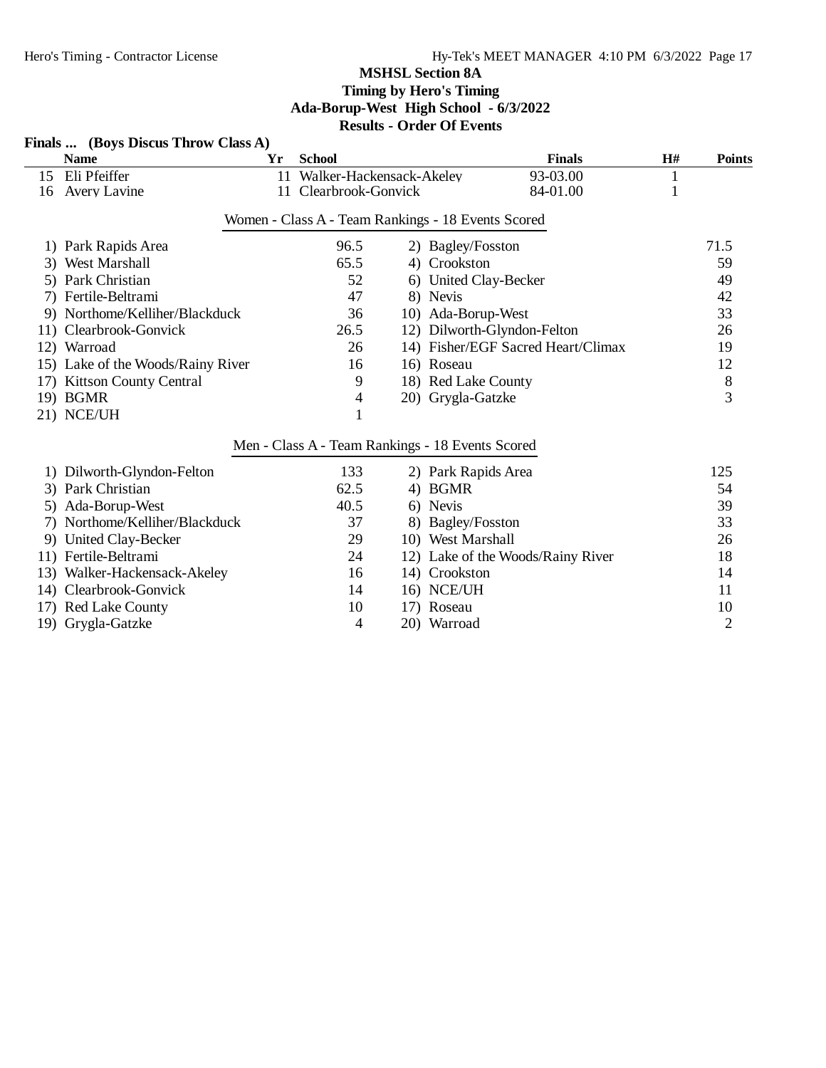# MSHSL Section 8A

**Timing by Hero's Timing**

**Ada-Borup-West High School - 6/3/2022**

**Results - Order Of Events**

### Finals ... (Boys Discus Throw Class A)

| | Name | Yr | School | Finals | H# | Points |
|---|---|---|---|---|---|---|
| 15 | Eli Pfeiffer | 11 | Walker-Hackensack-Akeley | 93-03.00 | 1 | |
| 16 | Avery Lavine | 11 | Clearbrook-Gonvick | 84-01.00 | 1 | |

### Women - Class A - Team Rankings - 18 Events Scored

| | | | | | |
|---|---|---|---|---|---|
| 1) | Park Rapids Area | 96.5 | 2) | Bagley/Fosston | 71.5 |
| 3) | West Marshall | 65.5 | 4) | Crookston | 59 |
| 5) | Park Christian | 52 | 6) | United Clay-Becker | 49 |
| 7) | Fertile-Beltrami | 47 | 8) | Nevis | 42 |
| 9) | Northome/Kelliher/Blackduck | 36 | 10) | Ada-Borup-West | 33 |
| 11) | Clearbrook-Gonvick | 26.5 | 12) | Dilworth-Glyndon-Felton | 26 |
| 12) | Warroad | 26 | 14) | Fisher/EGF Sacred Heart/Climax | 19 |
| 15) | Lake of the Woods/Rainy River | 16 | 16) | Roseau | 12 |
| 17) | Kittson County Central | 9 | 18) | Red Lake County | 8 |
| 19) | BGMR | 4 | 20) | Grygla-Gatzke | 3 |
| 21) | NCE/UH | 1 | | | |

### Men - Class A - Team Rankings - 18 Events Scored

| | | | | | |
|---|---|---|---|---|---|
| 1) | Dilworth-Glyndon-Felton | 133 | 2) | Park Rapids Area | 125 |
| 3) | Park Christian | 62.5 | 4) | BGMR | 54 |
| 5) | Ada-Borup-West | 40.5 | 6) | Nevis | 39 |
| 7) | Northome/Kelliher/Blackduck | 37 | 8) | Bagley/Fosston | 33 |
| 9) | United Clay-Becker | 29 | 10) | West Marshall | 26 |
| 11) | Fertile-Beltrami | 24 | 12) | Lake of the Woods/Rainy River | 18 |
| 13) | Walker-Hackensack-Akeley | 16 | 14) | Crookston | 14 |
| 14) | Clearbrook-Gonvick | 14 | 16) | NCE/UH | 11 |
| 17) | Red Lake County | 10 | 17) | Roseau | 10 |
| 19) | Grygla-Gatzke | 4 | 20) | Warroad | 2 |